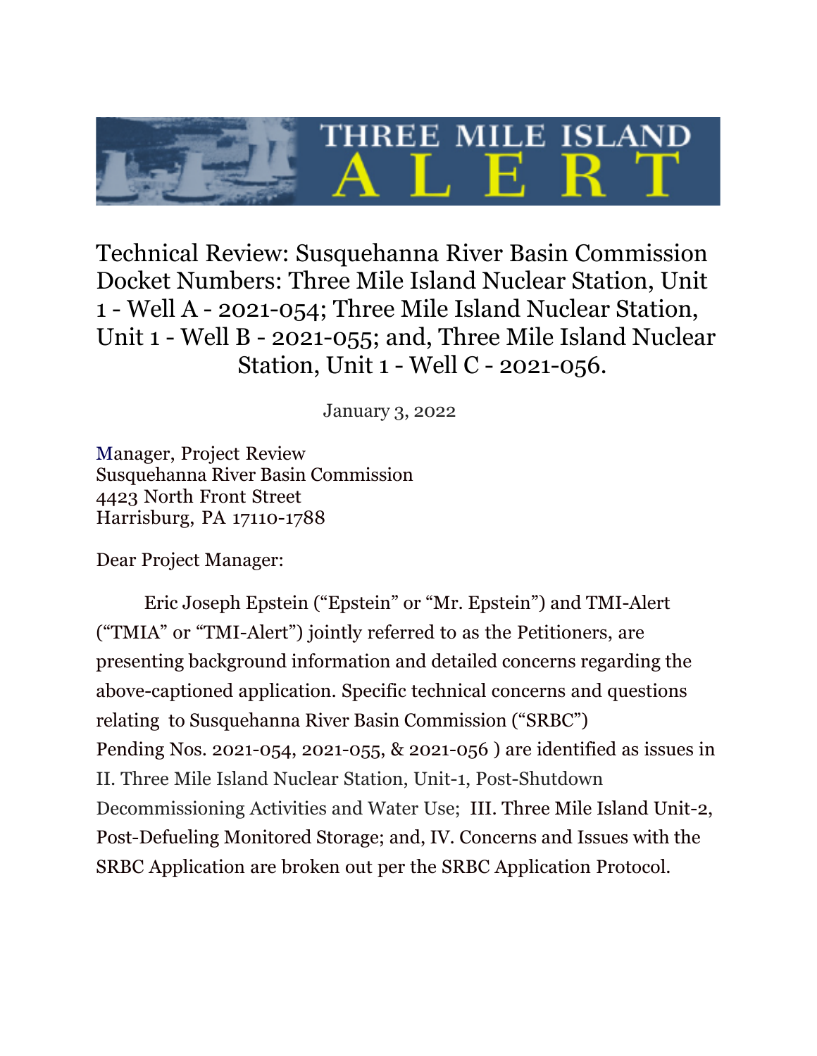# Technical Review: Susquehanna River Basin Commission Docket Numbers: Three Mile Island Nuclear Station, Unit 1 - Well A - 2021-054; Three Mile Island Nuclear Station, Unit 1 - Well B - 2021-055; and, Three Mile Island Nuclear Station, Unit 1 - Well C - 2021-056.

January 3, 2022

Manager, Project Review
Susquehanna River Basin Commission
4423 North Front Street
Harrisburg, PA 17110-1788

Dear Project Manager:

Eric Joseph Epstein ("Epstein" or "Mr. Epstein") and TMI-Alert ("TMIA" or "TMI-Alert") jointly referred to as the Petitioners, are presenting background information and detailed concerns regarding the above-captioned application. Specific technical concerns and questions relating to Susquehanna River Basin Commission ("SRBC") Pending Nos. 2021-054, 2021-055, & 2021-056 ) are identified as issues in II. Three Mile Island Nuclear Station, Unit-1, Post-Shutdown Decommissioning Activities and Water Use; III. Three Mile Island Unit-2, Post-Defueling Monitored Storage; and, IV. Concerns and Issues with the SRBC Application are broken out per the SRBC Application Protocol.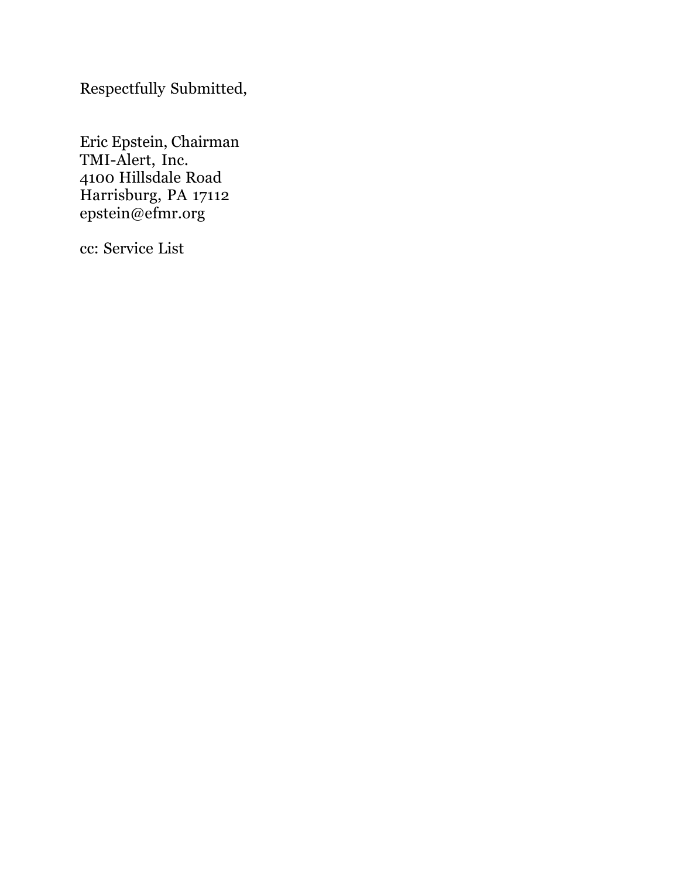Respectfully Submitted,

Eric Epstein, Chairman
TMI-Alert, Inc.
4100 Hillsdale Road
Harrisburg, PA 17112
epstein@efmr.org

cc: Service List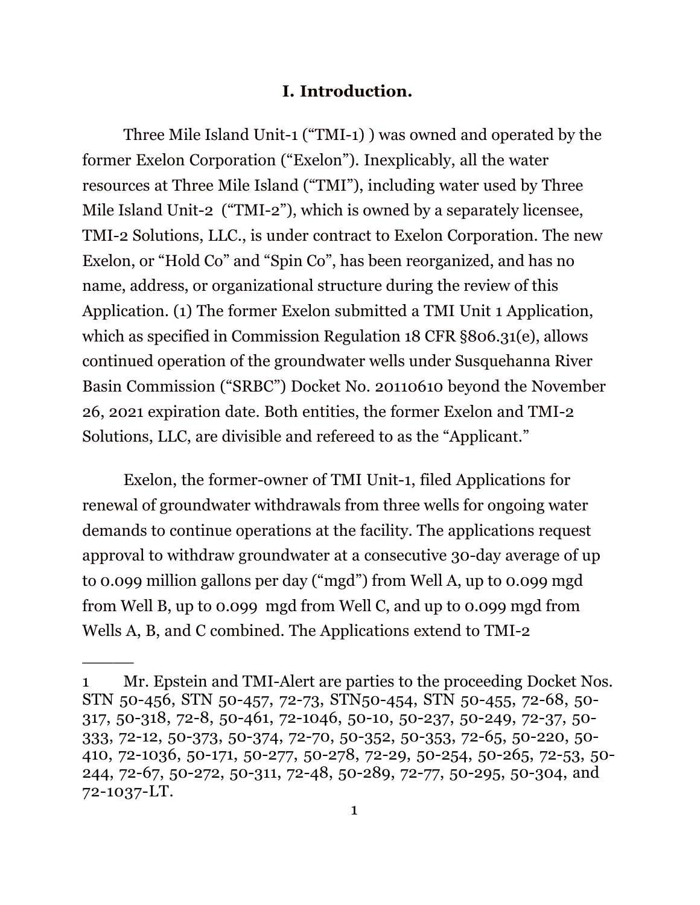## I. Introduction.

Three Mile Island Unit-1 ("TMI-1) ) was owned and operated by the former Exelon Corporation ("Exelon"). Inexplicably, all the water resources at Three Mile Island ("TMI"), including water used by Three Mile Island Unit-2 ("TMI-2"), which is owned by a separately licensee, TMI-2 Solutions, LLC., is under contract to Exelon Corporation. The new Exelon, or "Hold Co" and "Spin Co", has been reorganized, and has no name, address, or organizational structure during the review of this Application. (1) The former Exelon submitted a TMI Unit 1 Application, which as specified in Commission Regulation 18 CFR §806.31(e), allows continued operation of the groundwater wells under Susquehanna River Basin Commission ("SRBC") Docket No. 20110610 beyond the November 26, 2021 expiration date. Both entities, the former Exelon and TMI-2 Solutions, LLC, are divisible and refereed to as the "Applicant."

Exelon, the former-owner of TMI Unit-1, filed Applications for renewal of groundwater withdrawals from three wells for ongoing water demands to continue operations at the facility. The applications request approval to withdraw groundwater at a consecutive 30-day average of up to 0.099 million gallons per day ("mgd") from Well A, up to 0.099 mgd from Well B, up to 0.099 mgd from Well C, and up to 0.099 mgd from Wells A, B, and C combined. The Applications extend to TMI-2

---

1 Mr. Epstein and TMI-Alert are parties to the proceeding Docket Nos. STN 50-456, STN 50-457, 72-73, STN50-454, STN 50-455, 72-68, 50-317, 50-318, 72-8, 50-461, 72-1046, 50-10, 50-237, 50-249, 72-37, 50-333, 72-12, 50-373, 50-374, 72-70, 50-352, 50-353, 72-65, 50-220, 50-410, 72-1036, 50-171, 50-277, 50-278, 72-29, 50-254, 50-265, 72-53, 50-244, 72-67, 50-272, 50-311, 72-48, 50-289, 72-77, 50-295, 50-304, and 72-1037-LT.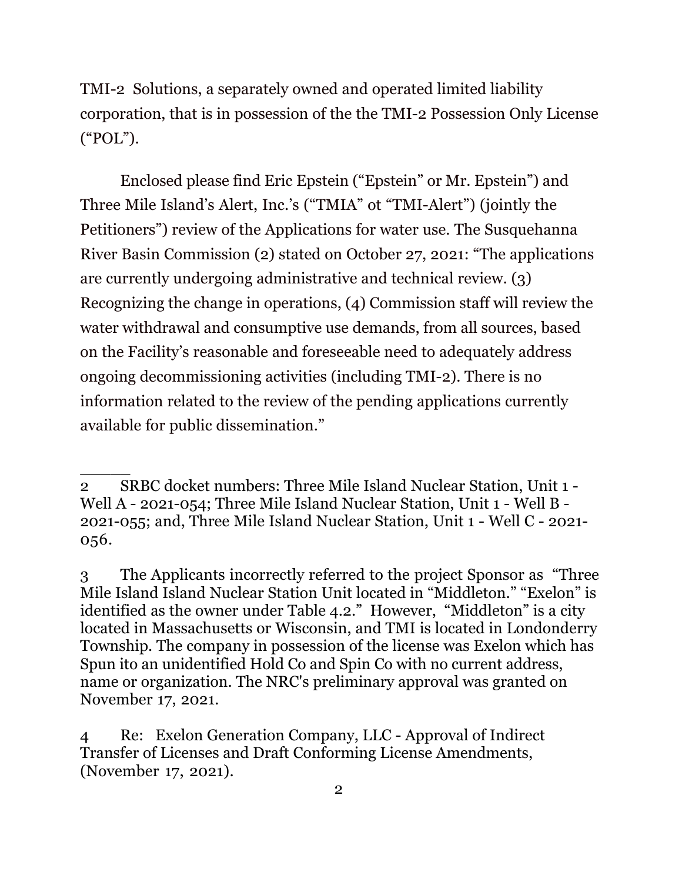TMI-2 Solutions, a separately owned and operated limited liability corporation, that is in possession of the the TMI-2 Possession Only License ("POL").

Enclosed please find Eric Epstein ("Epstein" or Mr. Epstein") and Three Mile Island's Alert, Inc.'s ("TMIA" ot "TMI-Alert") (jointly the Petitioners") review of the Applications for water use. The Susquehanna River Basin Commission (2) stated on October 27, 2021: "The applications are currently undergoing administrative and technical review. (3) Recognizing the change in operations, (4) Commission staff will review the water withdrawal and consumptive use demands, from all sources, based on the Facility's reasonable and foreseeable need to adequately address ongoing decommissioning activities (including TMI-2). There is no information related to the review of the pending applications currently available for public dissemination."

______

2 SRBC docket numbers: Three Mile Island Nuclear Station, Unit 1 - Well A - 2021-054; Three Mile Island Nuclear Station, Unit 1 - Well B - 2021-055; and, Three Mile Island Nuclear Station, Unit 1 - Well C - 2021-056.

3 The Applicants incorrectly referred to the project Sponsor as "Three Mile Island Island Nuclear Station Unit located in "Middleton." "Exelon" is identified as the owner under Table 4.2." However, "Middleton" is a city located in Massachusetts or Wisconsin, and TMI is located in Londonderry Township. The company in possession of the license was Exelon which has Spun ito an unidentified Hold Co and Spin Co with no current address, name or organization. The NRC's preliminary approval was granted on November 17, 2021.

4 Re: Exelon Generation Company, LLC - Approval of Indirect Transfer of Licenses and Draft Conforming License Amendments, (November 17, 2021).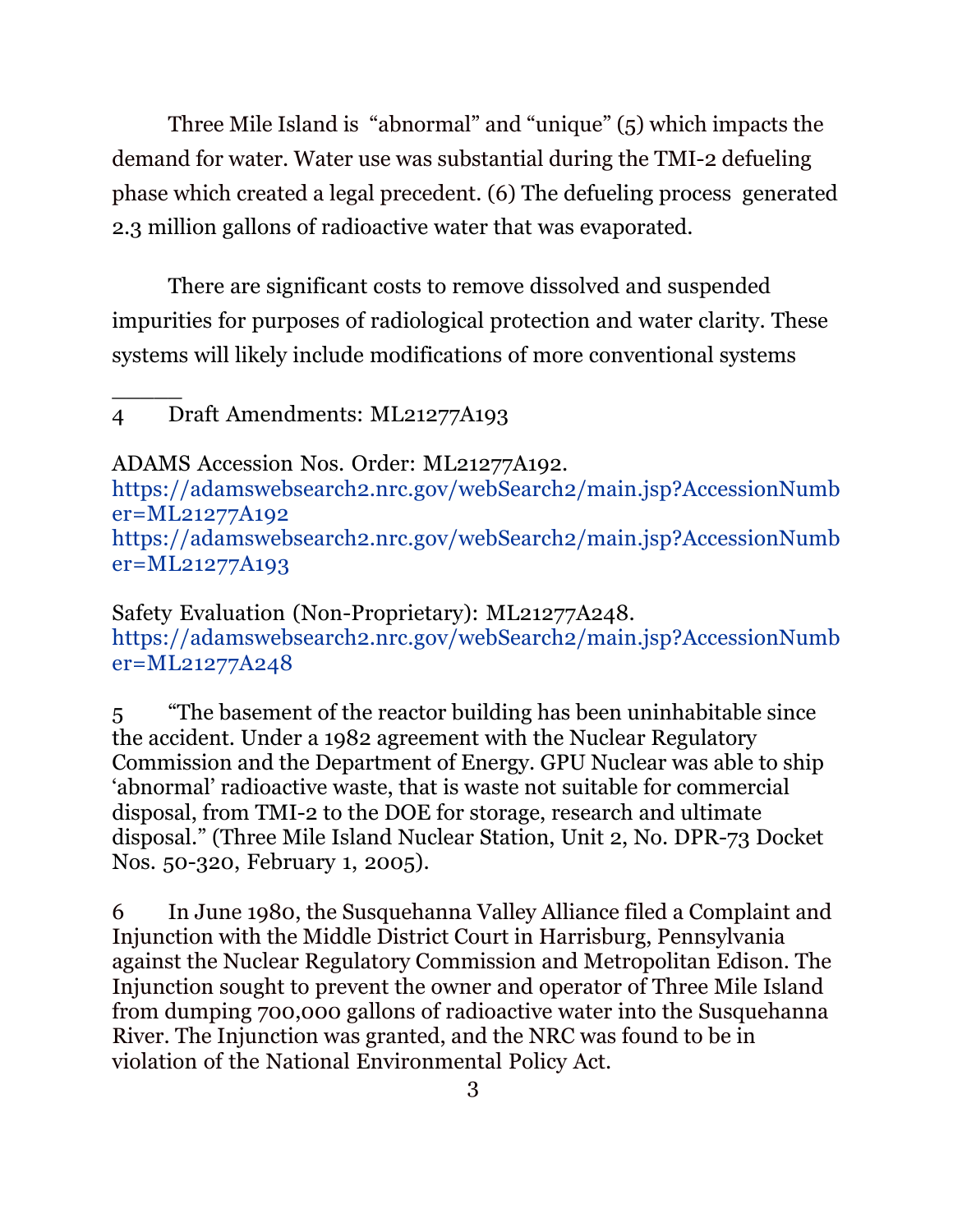Three Mile Island is "abnormal" and "unique" (5) which impacts the demand for water. Water use was substantial during the TMI-2 defueling phase which created a legal precedent. (6) The defueling process generated 2.3 million gallons of radioactive water that was evaporated.

There are significant costs to remove dissolved and suspended impurities for purposes of radiological protection and water clarity. These systems will likely include modifications of more conventional systems

______

4 Draft Amendments: ML21277A193

ADAMS Accession Nos. Order: ML21277A192.
https://adamswebsearch2.nrc.gov/webSearch2/main.jsp?AccessionNumber=ML21277A192
https://adamswebsearch2.nrc.gov/webSearch2/main.jsp?AccessionNumber=ML21277A193

Safety Evaluation (Non-Proprietary): ML21277A248.
https://adamswebsearch2.nrc.gov/webSearch2/main.jsp?AccessionNumber=ML21277A248

5 "The basement of the reactor building has been uninhabitable since the accident. Under a 1982 agreement with the Nuclear Regulatory Commission and the Department of Energy. GPU Nuclear was able to ship 'abnormal' radioactive waste, that is waste not suitable for commercial disposal, from TMI-2 to the DOE for storage, research and ultimate disposal." (Three Mile Island Nuclear Station, Unit 2, No. DPR-73 Docket Nos. 50-320, February 1, 2005).

6 In June 1980, the Susquehanna Valley Alliance filed a Complaint and Injunction with the Middle District Court in Harrisburg, Pennsylvania against the Nuclear Regulatory Commission and Metropolitan Edison. The Injunction sought to prevent the owner and operator of Three Mile Island from dumping 700,000 gallons of radioactive water into the Susquehanna River. The Injunction was granted, and the NRC was found to be in violation of the National Environmental Policy Act.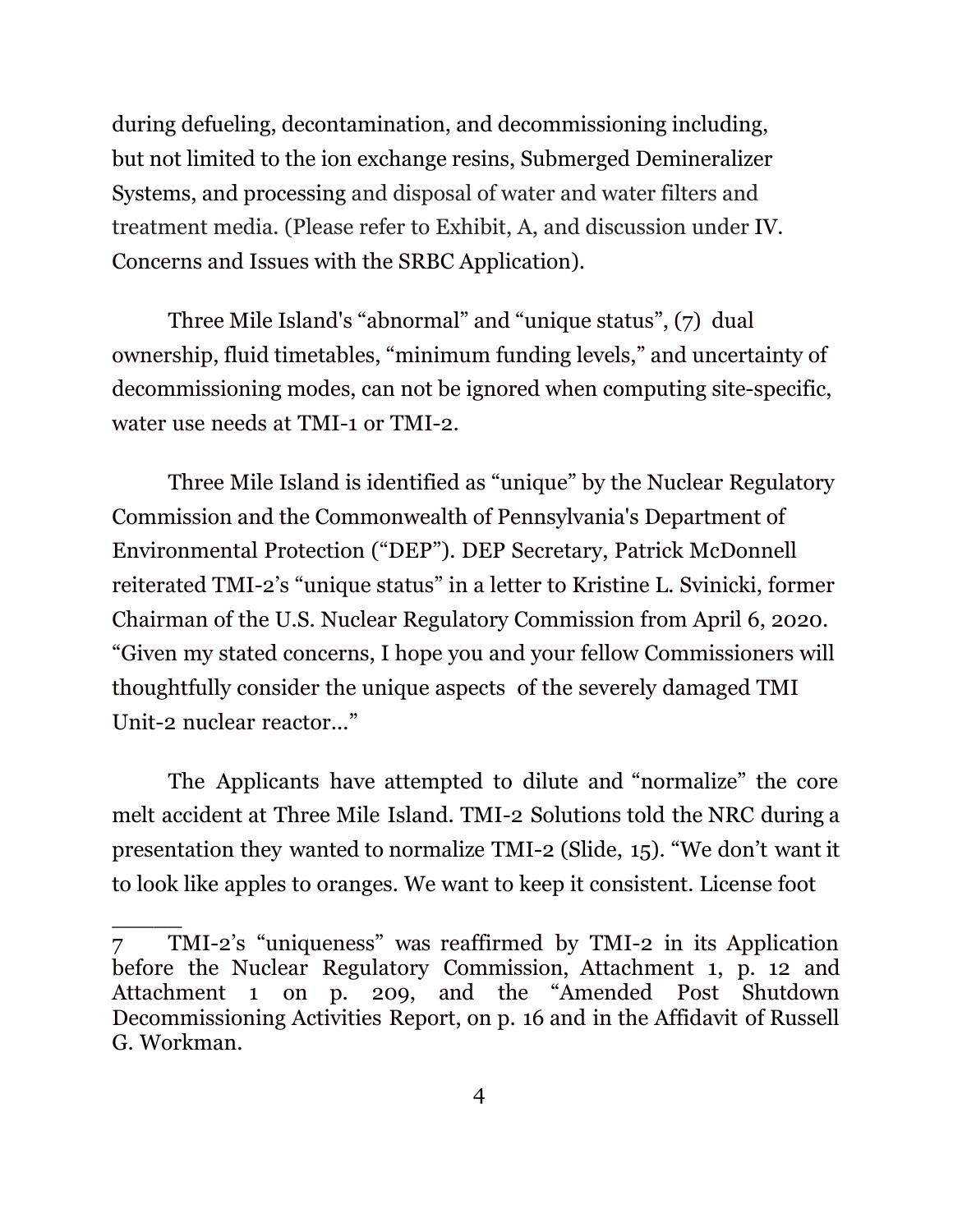during defueling, decontamination, and decommissioning including, but not limited to the ion exchange resins, Submerged Demineralizer Systems, and processing and disposal of water and water filters and treatment media. (Please refer to Exhibit, A, and discussion under IV. Concerns and Issues with the SRBC Application).

Three Mile Island's “abnormal” and “unique status”, (7) dual ownership, fluid timetables, “minimum funding levels,” and uncertainty of decommissioning modes, can not be ignored when computing site-specific, water use needs at TMI-1 or TMI-2.

Three Mile Island is identified as “unique” by the Nuclear Regulatory Commission and the Commonwealth of Pennsylvania's Department of Environmental Protection (“DEP”). DEP Secretary, Patrick McDonnell reiterated TMI-2’s “unique status” in a letter to Kristine L. Svinicki, former Chairman of the U.S. Nuclear Regulatory Commission from April 6, 2020. “Given my stated concerns, I hope you and your fellow Commissioners will thoughtfully consider the unique aspects of the severely damaged TMI Unit-2 nuclear reactor...”

The Applicants have attempted to dilute and “normalize” the core melt accident at Three Mile Island. TMI-2 Solutions told the NRC during a presentation they wanted to normalize TMI-2 (Slide, 15). “We don’t want it to look like apples to oranges. We want to keep it consistent. License foot

______

7 TMI-2’s “uniqueness” was reaffirmed by TMI-2 in its Application before the Nuclear Regulatory Commission, Attachment 1, p. 12 and Attachment 1 on p. 209, and the “Amended Post Shutdown Decommissioning Activities Report, on p. 16 and in the Affidavit of Russell G. Workman.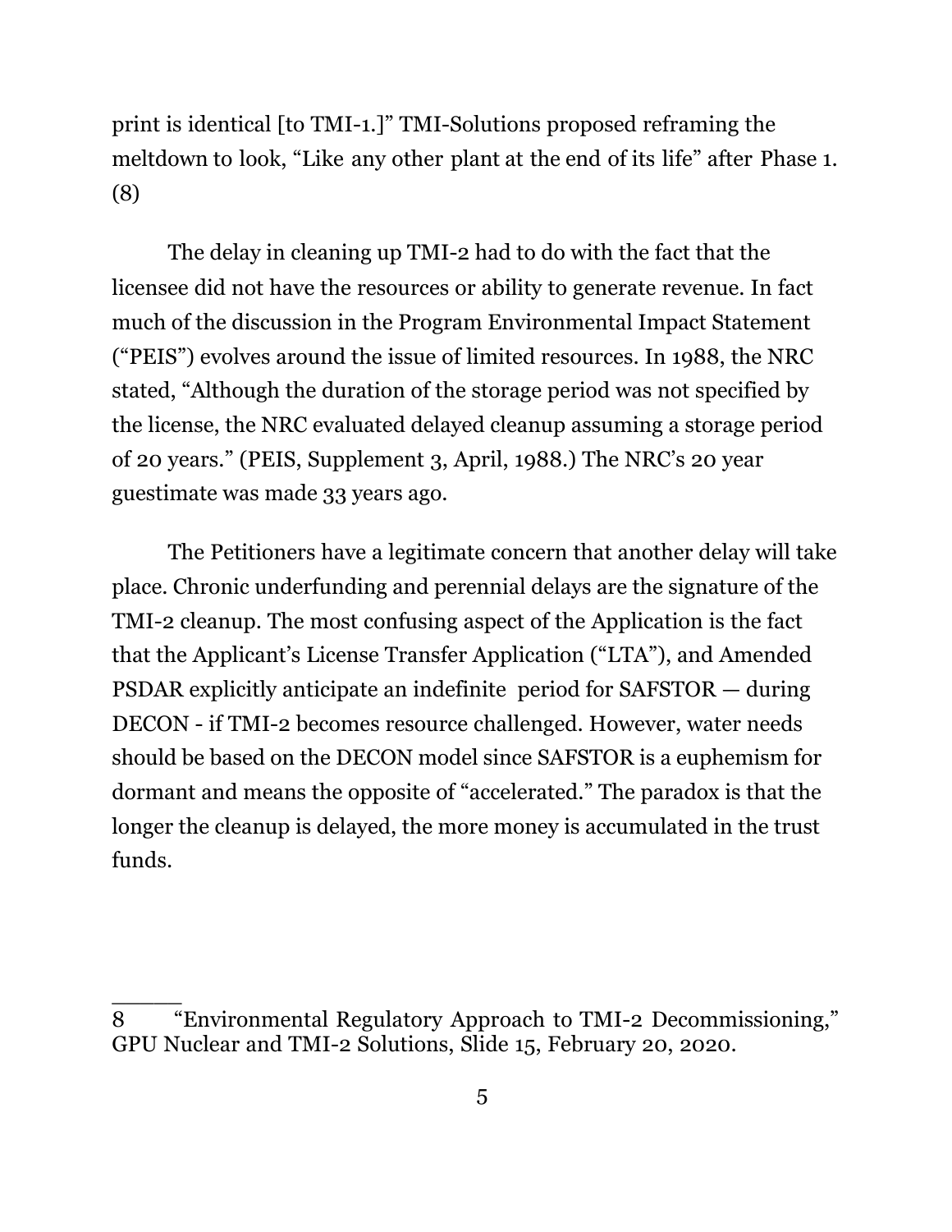print is identical [to TMI-1.]" TMI-Solutions proposed reframing the meltdown to look, "Like any other plant at the end of its life" after Phase 1. (8)

The delay in cleaning up TMI-2 had to do with the fact that the licensee did not have the resources or ability to generate revenue. In fact much of the discussion in the Program Environmental Impact Statement ("PEIS") evolves around the issue of limited resources. In 1988, the NRC stated, "Although the duration of the storage period was not specified by the license, the NRC evaluated delayed cleanup assuming a storage period of 20 years." (PEIS, Supplement 3, April, 1988.) The NRC's 20 year guestimate was made 33 years ago.

The Petitioners have a legitimate concern that another delay will take place. Chronic underfunding and perennial delays are the signature of the TMI-2 cleanup. The most confusing aspect of the Application is the fact that the Applicant's License Transfer Application ("LTA"), and Amended PSDAR explicitly anticipate an indefinite period for SAFSTOR — during DECON - if TMI-2 becomes resource challenged. However, water needs should be based on the DECON model since SAFSTOR is a euphemism for dormant and means the opposite of "accelerated." The paradox is that the longer the cleanup is delayed, the more money is accumulated in the trust funds.

______

8 "Environmental Regulatory Approach to TMI-2 Decommissioning," GPU Nuclear and TMI-2 Solutions, Slide 15, February 20, 2020.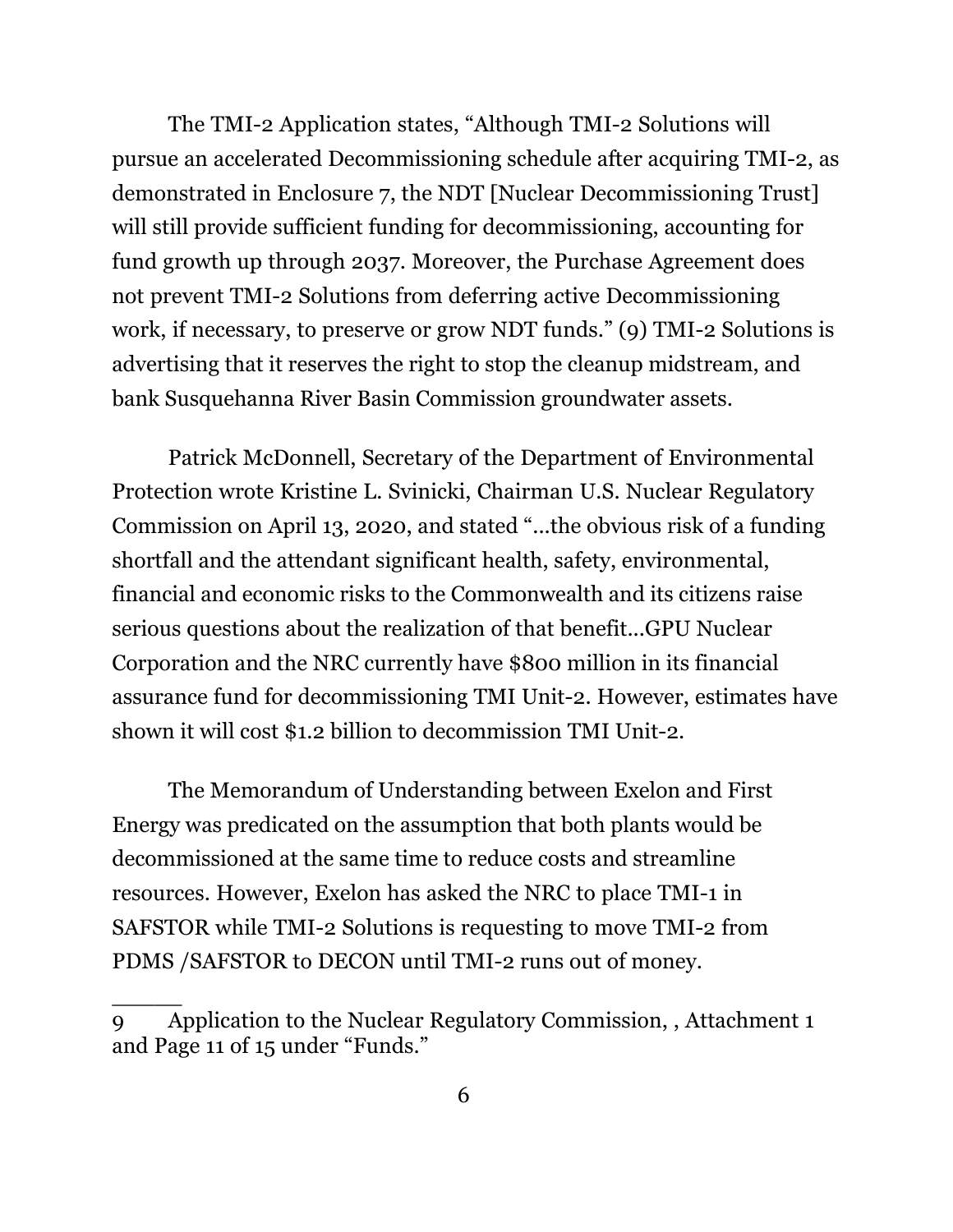The TMI-2 Application states, “Although TMI-2 Solutions will pursue an accelerated Decommissioning schedule after acquiring TMI-2, as demonstrated in Enclosure 7, the NDT [Nuclear Decommissioning Trust] will still provide sufficient funding for decommissioning, accounting for fund growth up through 2037. Moreover, the Purchase Agreement does not prevent TMI-2 Solutions from deferring active Decommissioning work, if necessary, to preserve or grow NDT funds.” (9) TMI-2 Solutions is advertising that it reserves the right to stop the cleanup midstream, and bank Susquehanna River Basin Commission groundwater assets.

Patrick McDonnell, Secretary of the Department of Environmental Protection wrote Kristine L. Svinicki, Chairman U.S. Nuclear Regulatory Commission on April 13, 2020, and stated “...the obvious risk of a funding shortfall and the attendant significant health, safety, environmental, financial and economic risks to the Commonwealth and its citizens raise serious questions about the realization of that benefit...GPU Nuclear Corporation and the NRC currently have $800 million in its financial assurance fund for decommissioning TMI Unit-2. However, estimates have shown it will cost $1.2 billion to decommission TMI Unit-2.

The Memorandum of Understanding between Exelon and First Energy was predicated on the assumption that both plants would be decommissioned at the same time to reduce costs and streamline resources. However, Exelon has asked the NRC to place TMI-1 in SAFSTOR while TMI-2 Solutions is requesting to move TMI-2 from PDMS /SAFSTOR to DECON until TMI-2 runs out of money.

______

9 Application to the Nuclear Regulatory Commission, , Attachment 1 and Page 11 of 15 under “Funds.”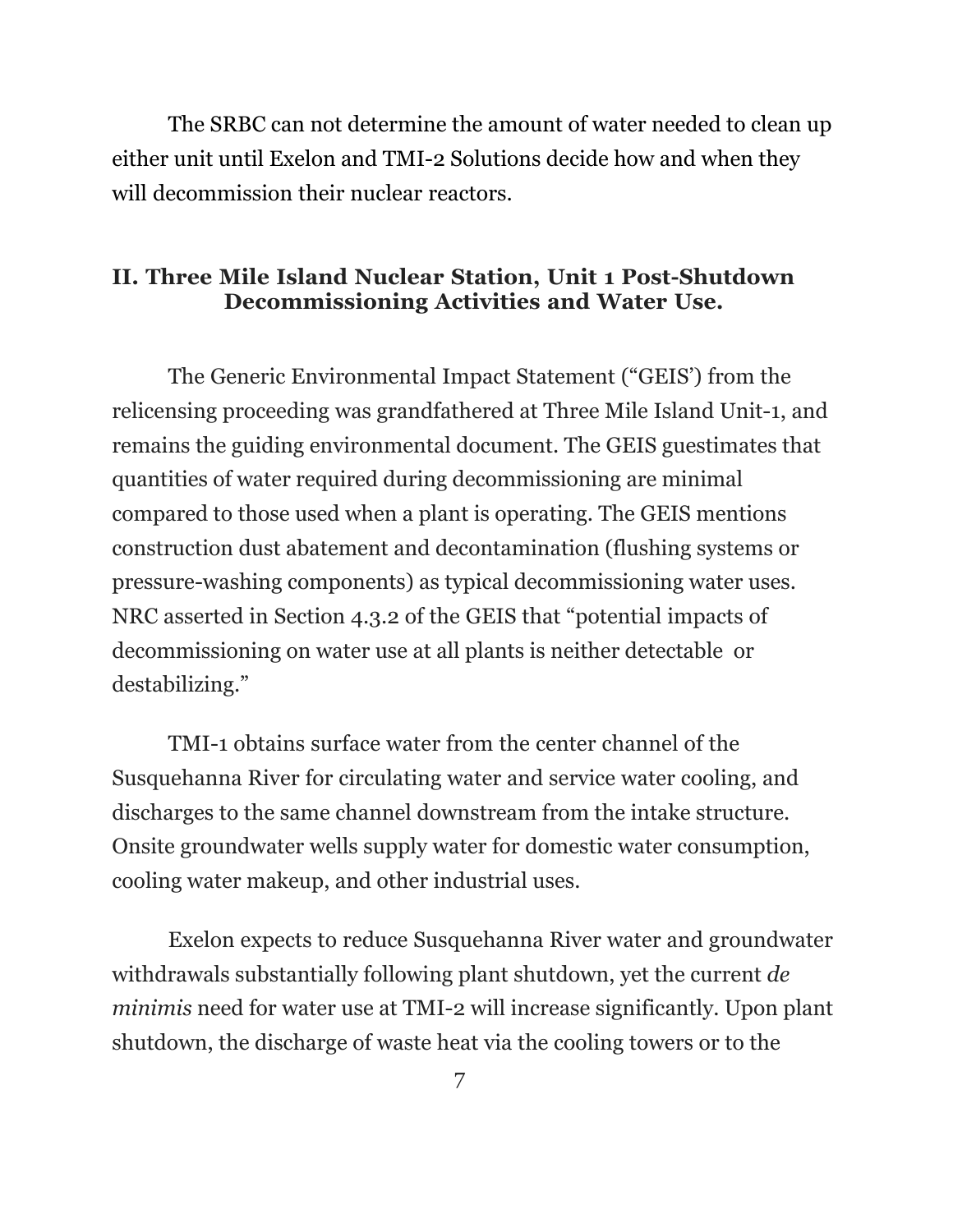The SRBC can not determine the amount of water needed to clean up either unit until Exelon and TMI-2 Solutions decide how and when they will decommission their nuclear reactors.

## II. Three Mile Island Nuclear Station, Unit 1 Post-Shutdown Decommissioning Activities and Water Use.

The Generic Environmental Impact Statement ("GEIS') from the relicensing proceeding was grandfathered at Three Mile Island Unit-1, and remains the guiding environmental document. The GEIS guestimates that quantities of water required during decommissioning are minimal compared to those used when a plant is operating. The GEIS mentions construction dust abatement and decontamination (flushing systems or pressure-washing components) as typical decommissioning water uses. NRC asserted in Section 4.3.2 of the GEIS that "potential impacts of decommissioning on water use at all plants is neither detectable or destabilizing."

TMI-1 obtains surface water from the center channel of the Susquehanna River for circulating water and service water cooling, and discharges to the same channel downstream from the intake structure. Onsite groundwater wells supply water for domestic water consumption, cooling water makeup, and other industrial uses.

Exelon expects to reduce Susquehanna River water and groundwater withdrawals substantially following plant shutdown, yet the current *de minimis* need for water use at TMI-2 will increase significantly. Upon plant shutdown, the discharge of waste heat via the cooling towers or to the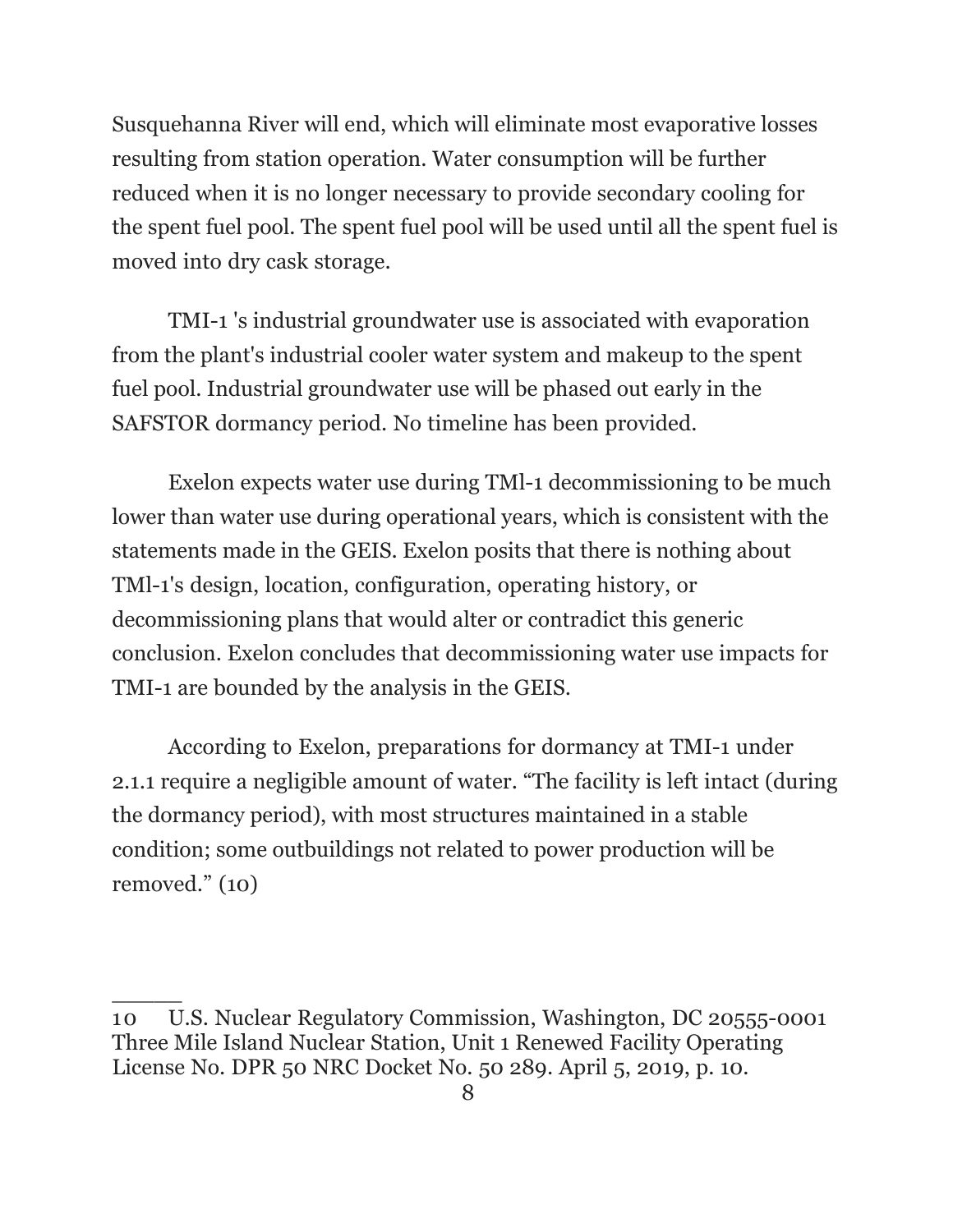Susquehanna River will end, which will eliminate most evaporative losses resulting from station operation. Water consumption will be further reduced when it is no longer necessary to provide secondary cooling for the spent fuel pool. The spent fuel pool will be used until all the spent fuel is moved into dry cask storage.

TMI-1 's industrial groundwater use is associated with evaporation from the plant's industrial cooler water system and makeup to the spent fuel pool. Industrial groundwater use will be phased out early in the SAFSTOR dormancy period. No timeline has been provided.

Exelon expects water use during TMl-1 decommissioning to be much lower than water use during operational years, which is consistent with the statements made in the GEIS. Exelon posits that there is nothing about TMl-1's design, location, configuration, operating history, or decommissioning plans that would alter or contradict this generic conclusion. Exelon concludes that decommissioning water use impacts for TMI-1 are bounded by the analysis in the GEIS.

According to Exelon, preparations for dormancy at TMI-1 under 2.1.1 require a negligible amount of water. "The facility is left intact (during the dormancy period), with most structures maintained in a stable condition; some outbuildings not related to power production will be removed." (10)

______

10 U.S. Nuclear Regulatory Commission, Washington, DC 20555-0001 Three Mile Island Nuclear Station, Unit 1 Renewed Facility Operating License No. DPR 50 NRC Docket No. 50 289. April 5, 2019, p. 10.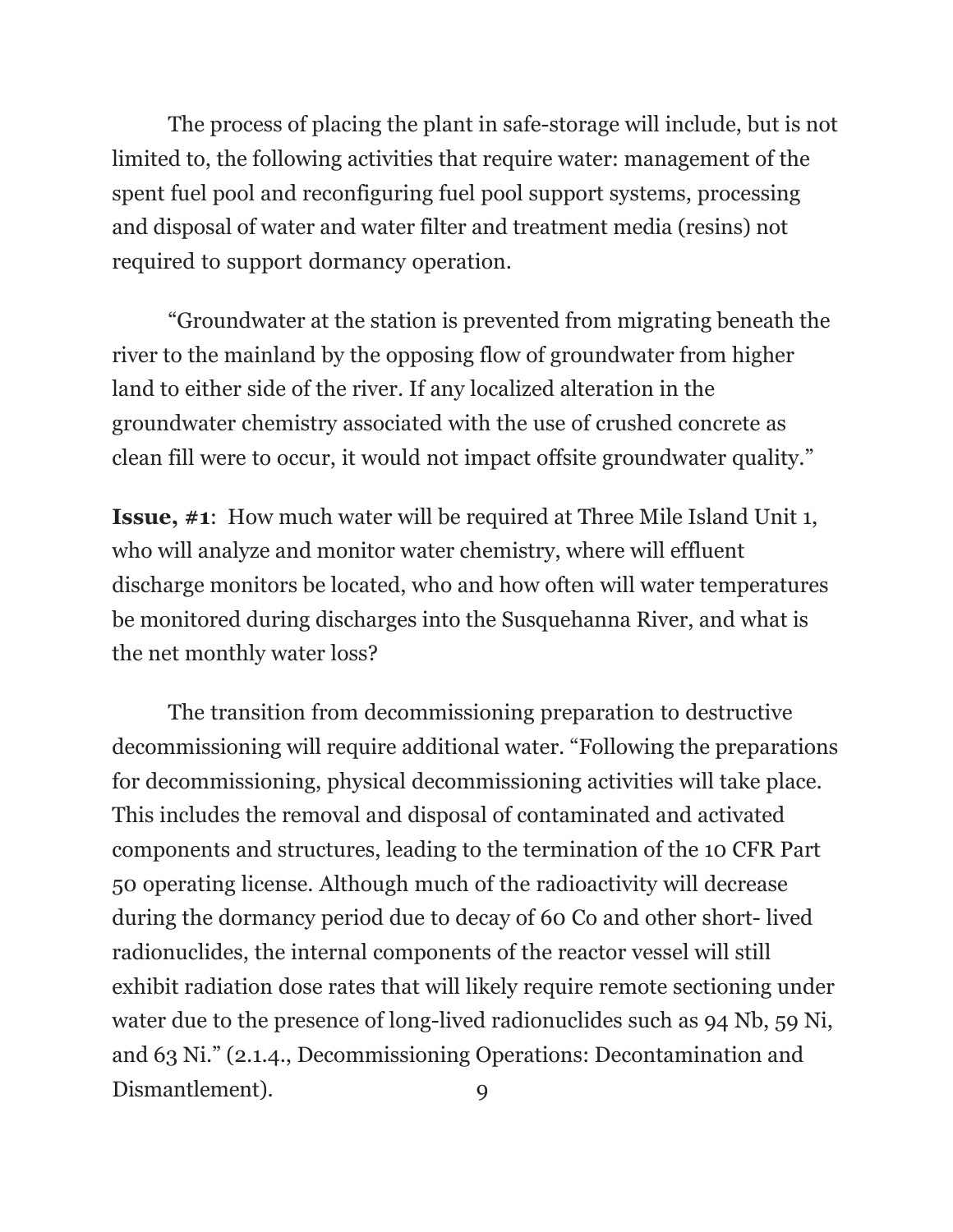The process of placing the plant in safe-storage will include, but is not limited to, the following activities that require water: management of the spent fuel pool and reconfiguring fuel pool support systems, processing and disposal of water and water filter and treatment media (resins) not required to support dormancy operation.

"Groundwater at the station is prevented from migrating beneath the river to the mainland by the opposing flow of groundwater from higher land to either side of the river. If any localized alteration in the groundwater chemistry associated with the use of crushed concrete as clean fill were to occur, it would not impact offsite groundwater quality."

**Issue, #1**: How much water will be required at Three Mile Island Unit 1, who will analyze and monitor water chemistry, where will effluent discharge monitors be located, who and how often will water temperatures be monitored during discharges into the Susquehanna River, and what is the net monthly water loss?

The transition from decommissioning preparation to destructive decommissioning will require additional water. "Following the preparations for decommissioning, physical decommissioning activities will take place. This includes the removal and disposal of contaminated and activated components and structures, leading to the termination of the 10 CFR Part 50 operating license. Although much of the radioactivity will decrease during the dormancy period due to decay of 60 Co and other short- lived radionuclides, the internal components of the reactor vessel will still exhibit radiation dose rates that will likely require remote sectioning under water due to the presence of long-lived radionuclides such as 94 Nb, 59 Ni, and 63 Ni." (2.1.4., Decommissioning Operations: Decontamination and Dismantlement).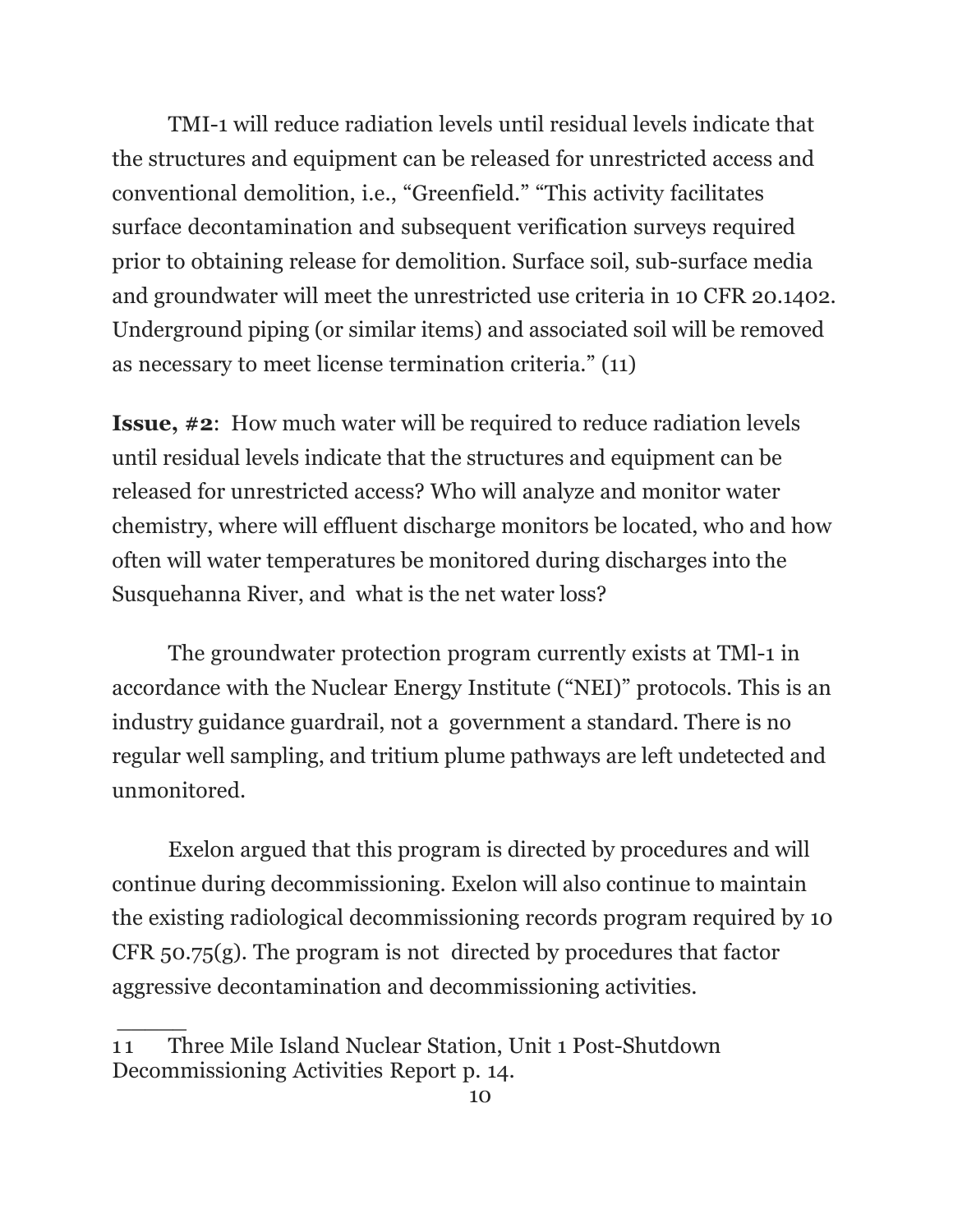TMI-1 will reduce radiation levels until residual levels indicate that the structures and equipment can be released for unrestricted access and conventional demolition, i.e., "Greenfield." "This activity facilitates surface decontamination and subsequent verification surveys required prior to obtaining release for demolition. Surface soil, sub-surface media and groundwater will meet the unrestricted use criteria in 10 CFR 20.1402. Underground piping (or similar items) and associated soil will be removed as necessary to meet license termination criteria." (11)

**Issue, #2**: How much water will be required to reduce radiation levels until residual levels indicate that the structures and equipment can be released for unrestricted access? Who will analyze and monitor water chemistry, where will effluent discharge monitors be located, who and how often will water temperatures be monitored during discharges into the Susquehanna River, and what is the net water loss?

The groundwater protection program currently exists at TMl-1 in accordance with the Nuclear Energy Institute ("NEI") protocols. This is an industry guidance guardrail, not a government a standard. There is no regular well sampling, and tritium plume pathways are left undetected and unmonitored.

Exelon argued that this program is directed by procedures and will continue during decommissioning. Exelon will also continue to maintain the existing radiological decommissioning records program required by 10 CFR 50.75(g). The program is not directed by procedures that factor aggressive decontamination and decommissioning activities.

---

11 Three Mile Island Nuclear Station, Unit 1 Post-Shutdown Decommissioning Activities Report p. 14.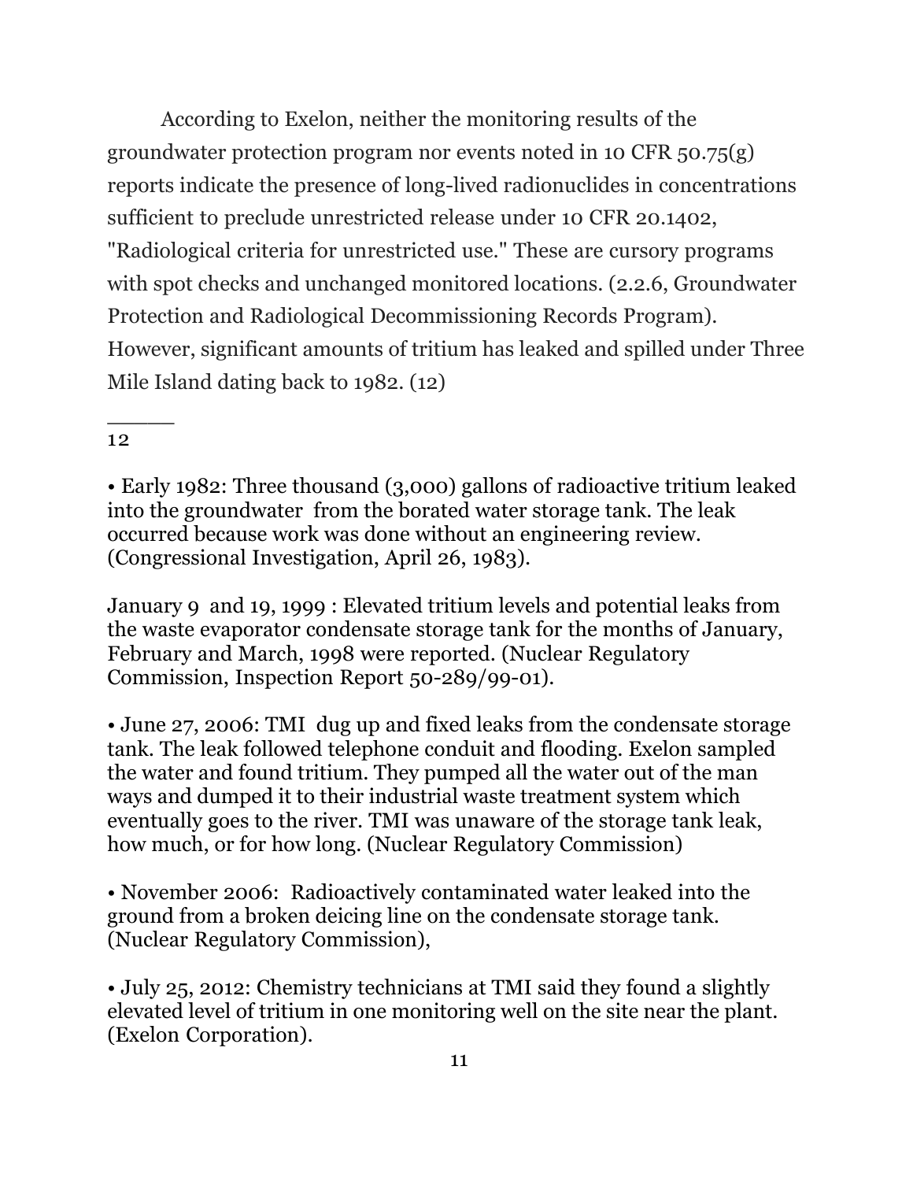According to Exelon, neither the monitoring results of the groundwater protection program nor events noted in 10 CFR 50.75(g) reports indicate the presence of long-lived radionuclides in concentrations sufficient to preclude unrestricted release under 10 CFR 20.1402, "Radiological criteria for unrestricted use." These are cursory programs with spot checks and unchanged monitored locations. (2.2.6, Groundwater Protection and Radiological Decommissioning Records Program). However, significant amounts of tritium has leaked and spilled under Three Mile Island dating back to 1982. (12)

_____

12

• Early 1982: Three thousand (3,000) gallons of radioactive tritium leaked into the groundwater from the borated water storage tank. The leak occurred because work was done without an engineering review. (Congressional Investigation, April 26, 1983).

January 9 and 19, 1999 : Elevated tritium levels and potential leaks from the waste evaporator condensate storage tank for the months of January, February and March, 1998 were reported. (Nuclear Regulatory Commission, Inspection Report 50-289/99-01).

• June 27, 2006: TMI dug up and fixed leaks from the condensate storage tank. The leak followed telephone conduit and flooding. Exelon sampled the water and found tritium. They pumped all the water out of the man ways and dumped it to their industrial waste treatment system which eventually goes to the river. TMI was unaware of the storage tank leak, how much, or for how long. (Nuclear Regulatory Commission)

• November 2006: Radioactively contaminated water leaked into the ground from a broken deicing line on the condensate storage tank. (Nuclear Regulatory Commission),

• July 25, 2012: Chemistry technicians at TMI said they found a slightly elevated level of tritium in one monitoring well on the site near the plant. (Exelon Corporation).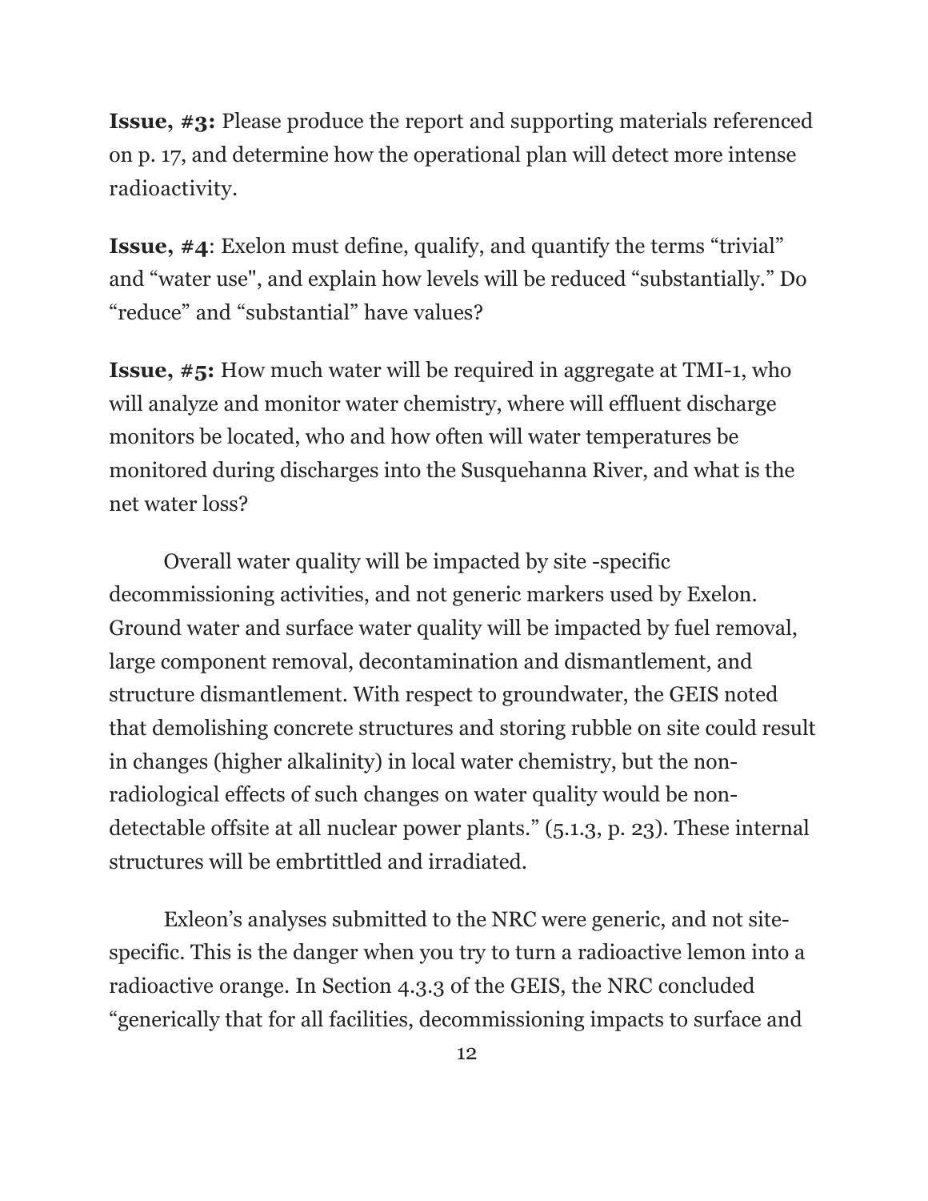**Issue, #3:** Please produce the report and supporting materials referenced on p. 17, and determine how the operational plan will detect more intense radioactivity.

**Issue, #4**: Exelon must define, qualify, and quantify the terms "trivial" and "water use", and explain how levels will be reduced "substantially." Do "reduce" and "substantial" have values?

**Issue, #5:** How much water will be required in aggregate at TMI-1, who will analyze and monitor water chemistry, where will effluent discharge monitors be located, who and how often will water temperatures be monitored during discharges into the Susquehanna River, and what is the net water loss?

Overall water quality will be impacted by site -specific decommissioning activities, and not generic markers used by Exelon. Ground water and surface water quality will be impacted by fuel removal, large component removal, decontamination and dismantlement, and structure dismantlement. With respect to groundwater, the GEIS noted that demolishing concrete structures and storing rubble on site could result in changes (higher alkalinity) in local water chemistry, but the non-radiological effects of such changes on water quality would be non-detectable offsite at all nuclear power plants." (5.1.3, p. 23). These internal structures will be embrtittled and irradiated.

Exleon's analyses submitted to the NRC were generic, and not site-specific. This is the danger when you try to turn a radioactive lemon into a radioactive orange. In Section 4.3.3 of the GEIS, the NRC concluded "generically that for all facilities, decommissioning impacts to surface and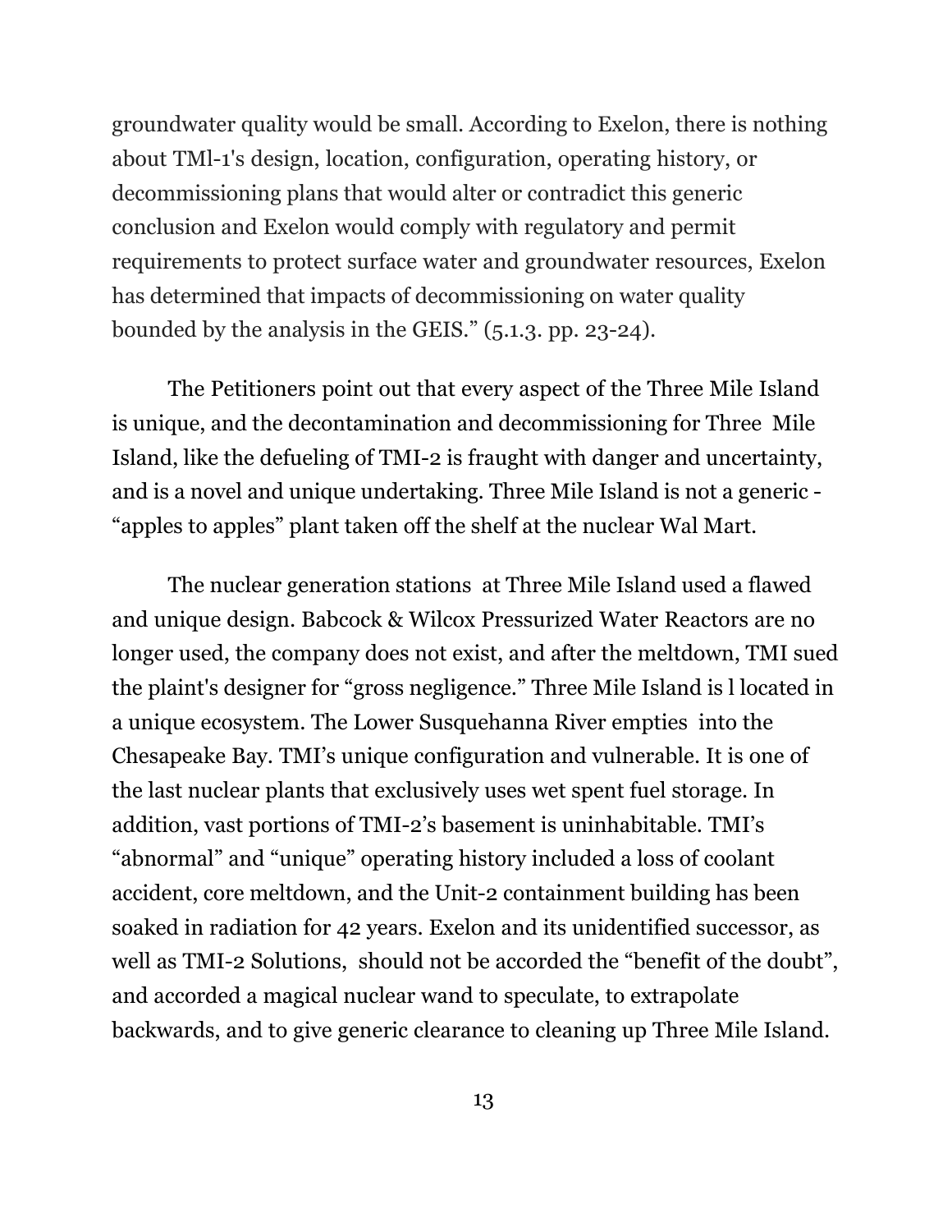groundwater quality would be small. According to Exelon, there is nothing about TMl-1's design, location, configuration, operating history, or decommissioning plans that would alter or contradict this generic conclusion and Exelon would comply with regulatory and permit requirements to protect surface water and groundwater resources, Exelon has determined that impacts of decommissioning on water quality bounded by the analysis in the GEIS." (5.1.3. pp. 23-24).

The Petitioners point out that every aspect of the Three Mile Island is unique, and the decontamination and decommissioning for Three Mile Island, like the defueling of TMI-2 is fraught with danger and uncertainty, and is a novel and unique undertaking. Three Mile Island is not a generic - "apples to apples" plant taken off the shelf at the nuclear Wal Mart.

The nuclear generation stations at Three Mile Island used a flawed and unique design. Babcock & Wilcox Pressurized Water Reactors are no longer used, the company does not exist, and after the meltdown, TMI sued the plaint's designer for "gross negligence." Three Mile Island is l located in a unique ecosystem. The Lower Susquehanna River empties into the Chesapeake Bay. TMI's unique configuration and vulnerable. It is one of the last nuclear plants that exclusively uses wet spent fuel storage. In addition, vast portions of TMI-2's basement is uninhabitable. TMI's "abnormal" and "unique" operating history included a loss of coolant accident, core meltdown, and the Unit-2 containment building has been soaked in radiation for 42 years. Exelon and its unidentified successor, as well as TMI-2 Solutions, should not be accorded the "benefit of the doubt", and accorded a magical nuclear wand to speculate, to extrapolate backwards, and to give generic clearance to cleaning up Three Mile Island.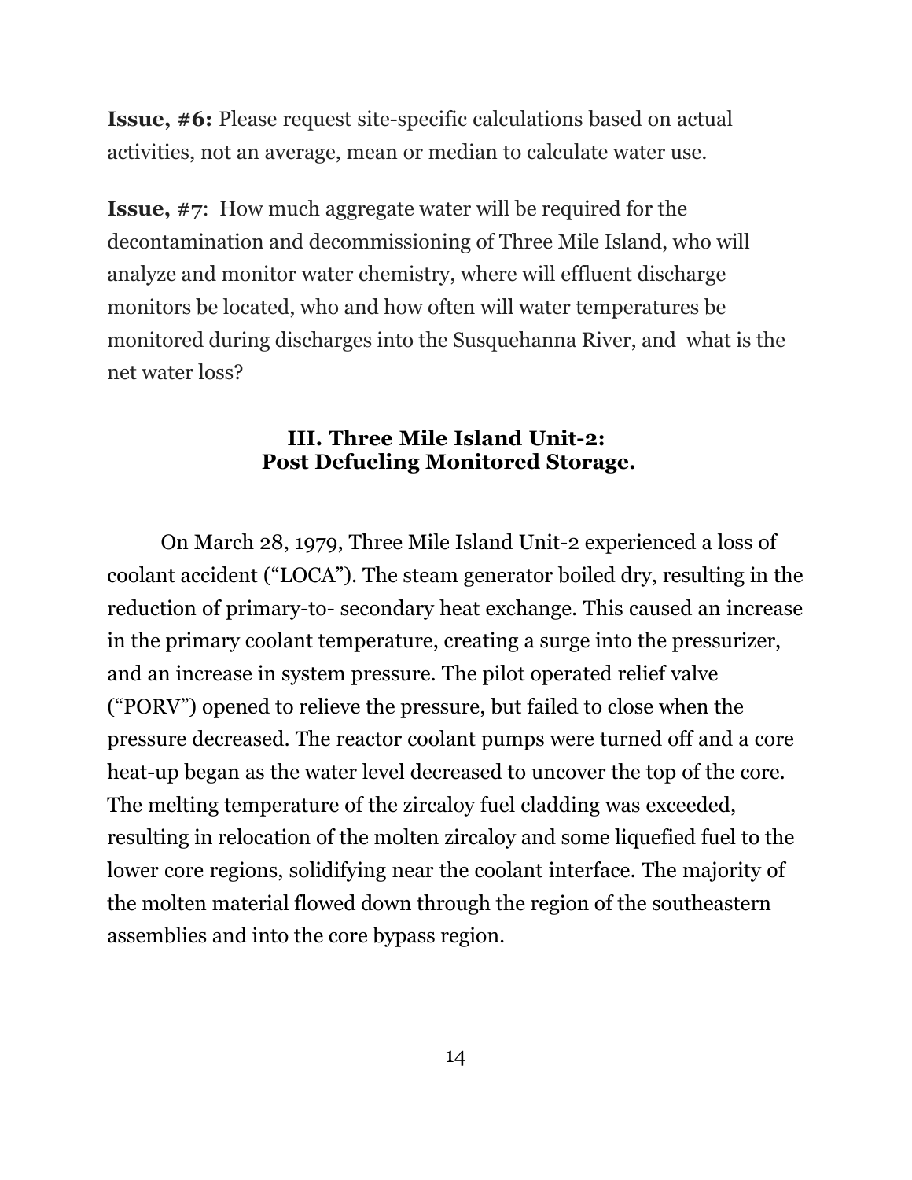**Issue, #6:** Please request site-specific calculations based on actual activities, not an average, mean or median to calculate water use.

**Issue, #7**: How much aggregate water will be required for the decontamination and decommissioning of Three Mile Island, who will analyze and monitor water chemistry, where will effluent discharge monitors be located, who and how often will water temperatures be monitored during discharges into the Susquehanna River, and what is the net water loss?

## III. Three Mile Island Unit-2: Post Defueling Monitored Storage.

On March 28, 1979, Three Mile Island Unit-2 experienced a loss of coolant accident ("LOCA"). The steam generator boiled dry, resulting in the reduction of primary-to- secondary heat exchange. This caused an increase in the primary coolant temperature, creating a surge into the pressurizer, and an increase in system pressure. The pilot operated relief valve ("PORV") opened to relieve the pressure, but failed to close when the pressure decreased. The reactor coolant pumps were turned off and a core heat-up began as the water level decreased to uncover the top of the core. The melting temperature of the zircaloy fuel cladding was exceeded, resulting in relocation of the molten zircaloy and some liquefied fuel to the lower core regions, solidifying near the coolant interface. The majority of the molten material flowed down through the region of the southeastern assemblies and into the core bypass region.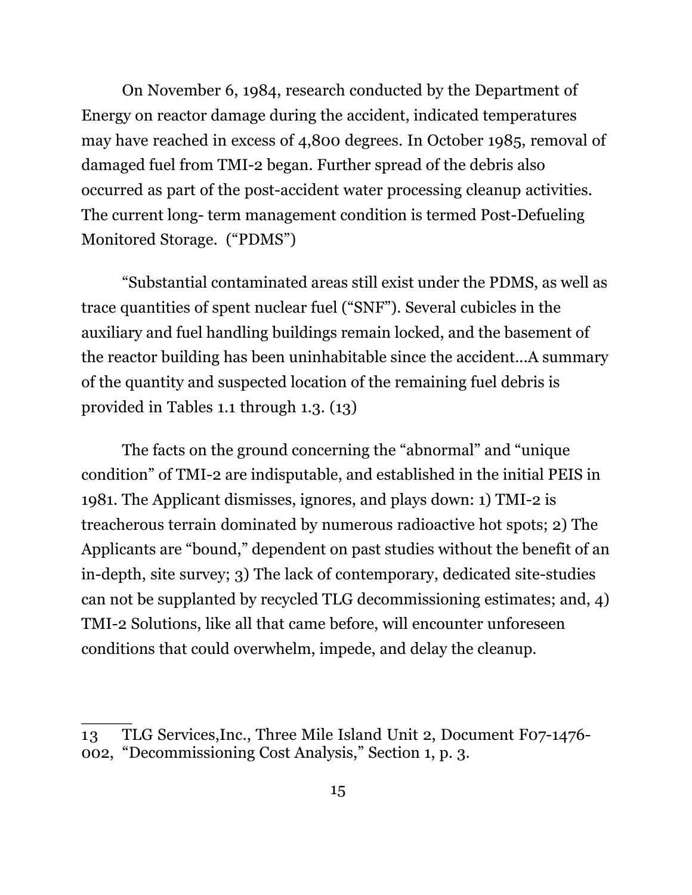On November 6, 1984, research conducted by the Department of Energy on reactor damage during the accident, indicated temperatures may have reached in excess of 4,800 degrees. In October 1985, removal of damaged fuel from TMI-2 began. Further spread of the debris also occurred as part of the post-accident water processing cleanup activities. The current long- term management condition is termed Post-Defueling Monitored Storage. (“PDMS”)

“Substantial contaminated areas still exist under the PDMS, as well as trace quantities of spent nuclear fuel (“SNF”). Several cubicles in the auxiliary and fuel handling buildings remain locked, and the basement of the reactor building has been uninhabitable since the accident...A summary of the quantity and suspected location of the remaining fuel debris is provided in Tables 1.1 through 1.3. (13)

The facts on the ground concerning the “abnormal” and “unique condition” of TMI-2 are indisputable, and established in the initial PEIS in 1981. The Applicant dismisses, ignores, and plays down: 1) TMI-2 is treacherous terrain dominated by numerous radioactive hot spots; 2) The Applicants are “bound,” dependent on past studies without the benefit of an in-depth, site survey; 3) The lack of contemporary, dedicated site-studies can not be supplanted by recycled TLG decommissioning estimates; and, 4) TMI-2 Solutions, like all that came before, will encounter unforeseen conditions that could overwhelm, impede, and delay the cleanup.

______

13 TLG Services,Inc., Three Mile Island Unit 2, Document F07-1476-002, “Decommissioning Cost Analysis,” Section 1, p. 3.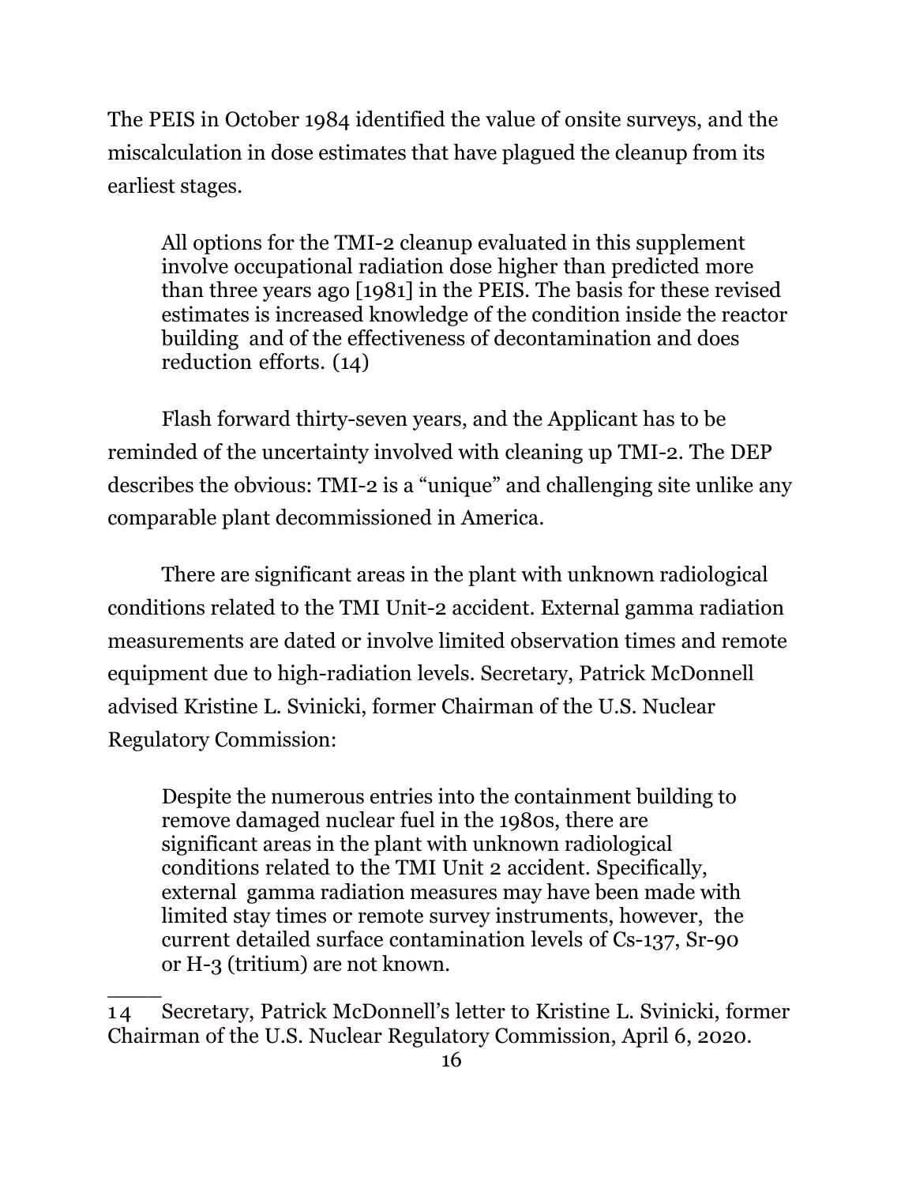The PEIS in October 1984 identified the value of onsite surveys, and the miscalculation in dose estimates that have plagued the cleanup from its earliest stages.

> All options for the TMI-2 cleanup evaluated in this supplement involve occupational radiation dose higher than predicted more than three years ago [1981] in the PEIS. The basis for these revised estimates is increased knowledge of the condition inside the reactor building and of the effectiveness of decontamination and does reduction efforts. (14)

Flash forward thirty-seven years, and the Applicant has to be reminded of the uncertainty involved with cleaning up TMI-2. The DEP describes the obvious: TMI-2 is a "unique" and challenging site unlike any comparable plant decommissioned in America.

There are significant areas in the plant with unknown radiological conditions related to the TMI Unit-2 accident. External gamma radiation measurements are dated or involve limited observation times and remote equipment due to high-radiation levels. Secretary, Patrick McDonnell advised Kristine L. Svinicki, former Chairman of the U.S. Nuclear Regulatory Commission:

> Despite the numerous entries into the containment building to remove damaged nuclear fuel in the 1980s, there are significant areas in the plant with unknown radiological conditions related to the TMI Unit 2 accident. Specifically, external gamma radiation measures may have been made with limited stay times or remote survey instruments, however, the current detailed surface contamination levels of Cs-137, Sr-90 or H-3 (tritium) are not known.

_____

14 Secretary, Patrick McDonnell's letter to Kristine L. Svinicki, former Chairman of the U.S. Nuclear Regulatory Commission, April 6, 2020.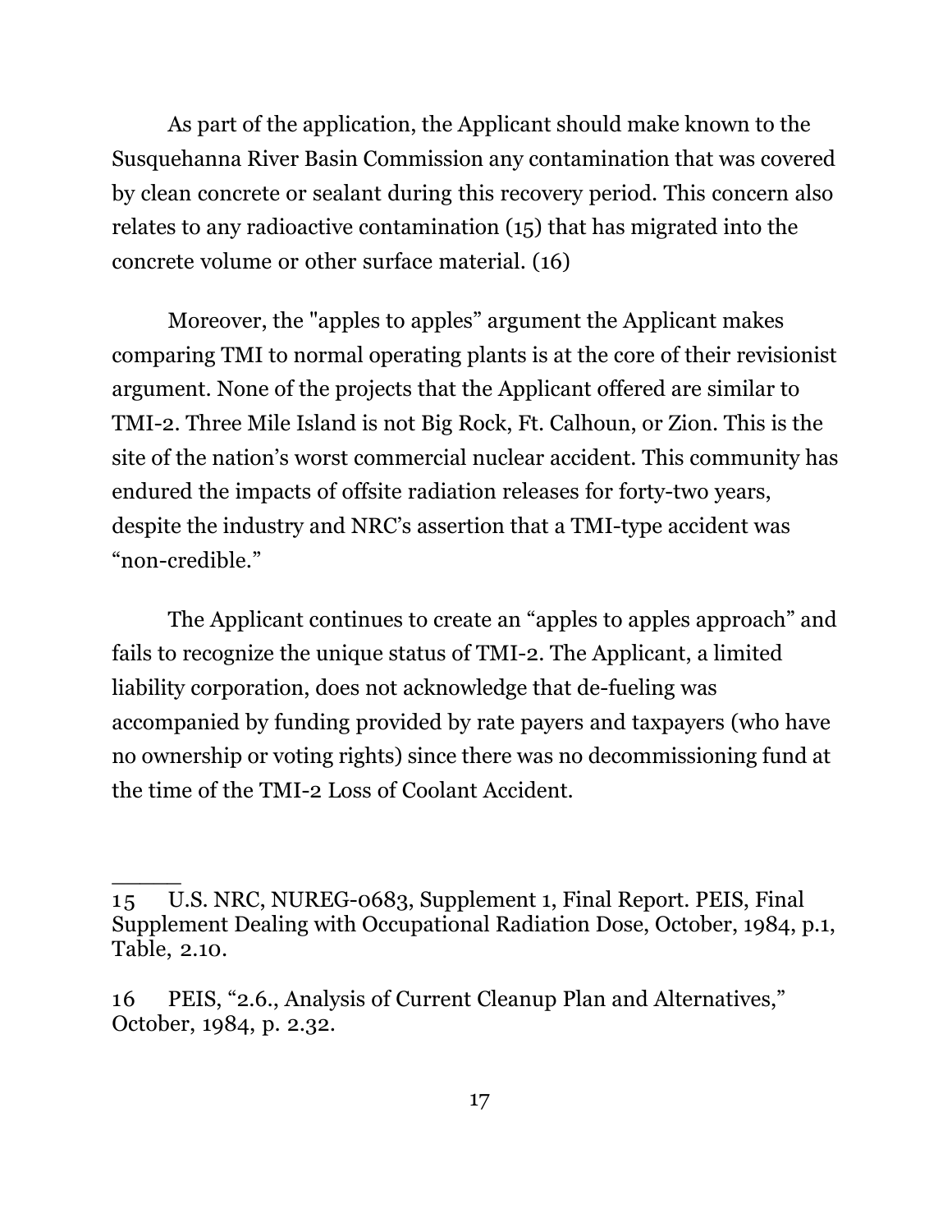As part of the application, the Applicant should make known to the Susquehanna River Basin Commission any contamination that was covered by clean concrete or sealant during this recovery period. This concern also relates to any radioactive contamination (15) that has migrated into the concrete volume or other surface material. (16)

Moreover, the "apples to apples" argument the Applicant makes comparing TMI to normal operating plants is at the core of their revisionist argument. None of the projects that the Applicant offered are similar to TMI-2. Three Mile Island is not Big Rock, Ft. Calhoun, or Zion. This is the site of the nation's worst commercial nuclear accident. This community has endured the impacts of offsite radiation releases for forty-two years, despite the industry and NRC's assertion that a TMI-type accident was "non-credible."

The Applicant continues to create an "apples to apples approach" and fails to recognize the unique status of TMI-2. The Applicant, a limited liability corporation, does not acknowledge that de-fueling was accompanied by funding provided by rate payers and taxpayers (who have no ownership or voting rights) since there was no decommissioning fund at the time of the TMI-2 Loss of Coolant Accident.

---

15 U.S. NRC, NUREG-0683, Supplement 1, Final Report. PEIS, Final Supplement Dealing with Occupational Radiation Dose, October, 1984, p.1, Table, 2.10.

16 PEIS, "2.6., Analysis of Current Cleanup Plan and Alternatives," October, 1984, p. 2.32.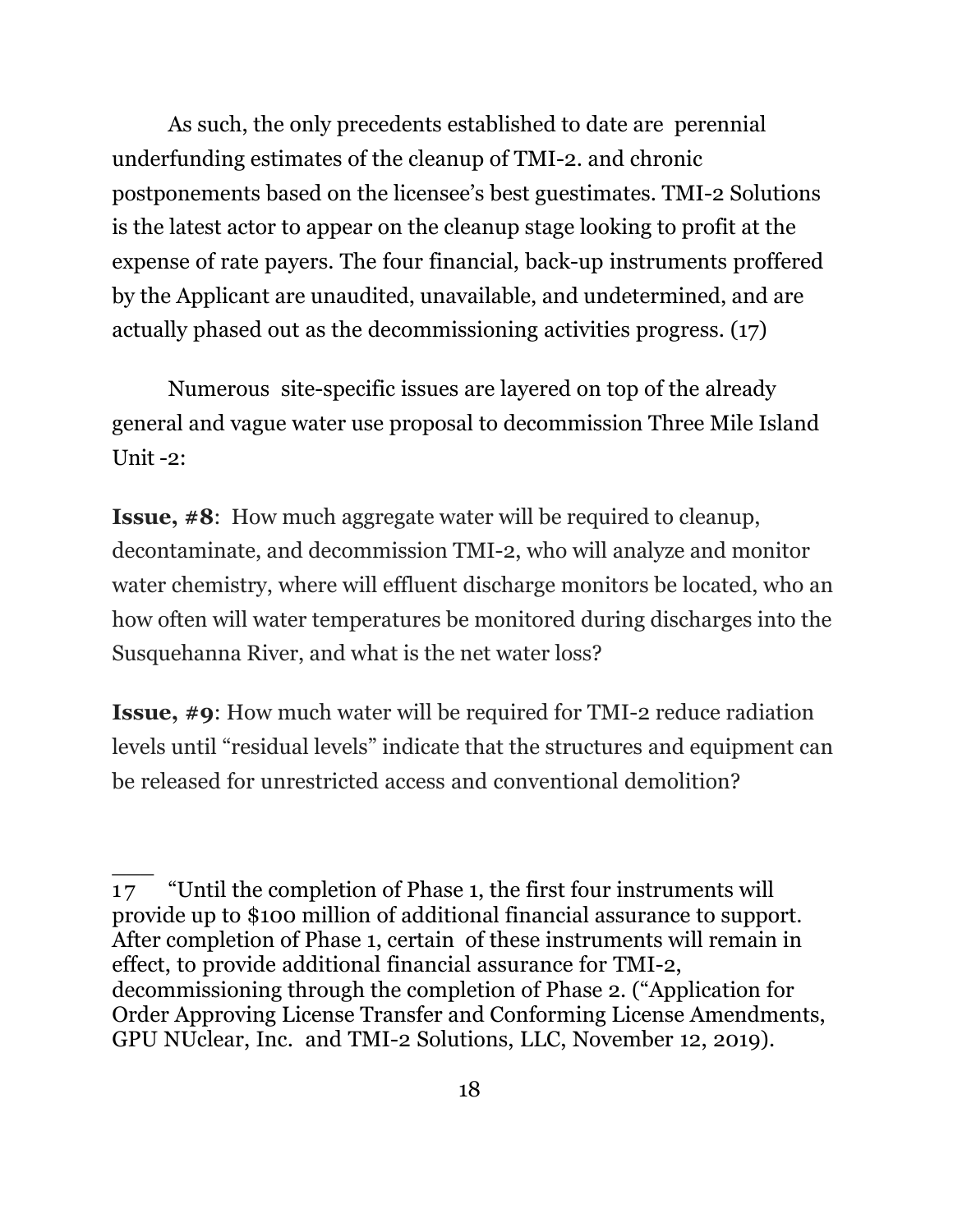As such, the only precedents established to date are perennial underfunding estimates of the cleanup of TMI-2. and chronic postponements based on the licensee's best guestimates. TMI-2 Solutions is the latest actor to appear on the cleanup stage looking to profit at the expense of rate payers. The four financial, back-up instruments proffered by the Applicant are unaudited, unavailable, and undetermined, and are actually phased out as the decommissioning activities progress. (17)

Numerous site-specific issues are layered on top of the already general and vague water use proposal to decommission Three Mile Island Unit -2:

**Issue, #8**: How much aggregate water will be required to cleanup, decontaminate, and decommission TMI-2, who will analyze and monitor water chemistry, where will effluent discharge monitors be located, who an how often will water temperatures be monitored during discharges into the Susquehanna River, and what is the net water loss?

**Issue, #9**: How much water will be required for TMI-2 reduce radiation levels until "residual levels" indicate that the structures and equipment can be released for unrestricted access and conventional demolition?

---

17 "Until the completion of Phase 1, the first four instruments will provide up to $100 million of additional financial assurance to support. After completion of Phase 1, certain of these instruments will remain in effect, to provide additional financial assurance for TMI-2, decommissioning through the completion of Phase 2. ("Application for Order Approving License Transfer and Conforming License Amendments, GPU NUclear, Inc. and TMI-2 Solutions, LLC, November 12, 2019).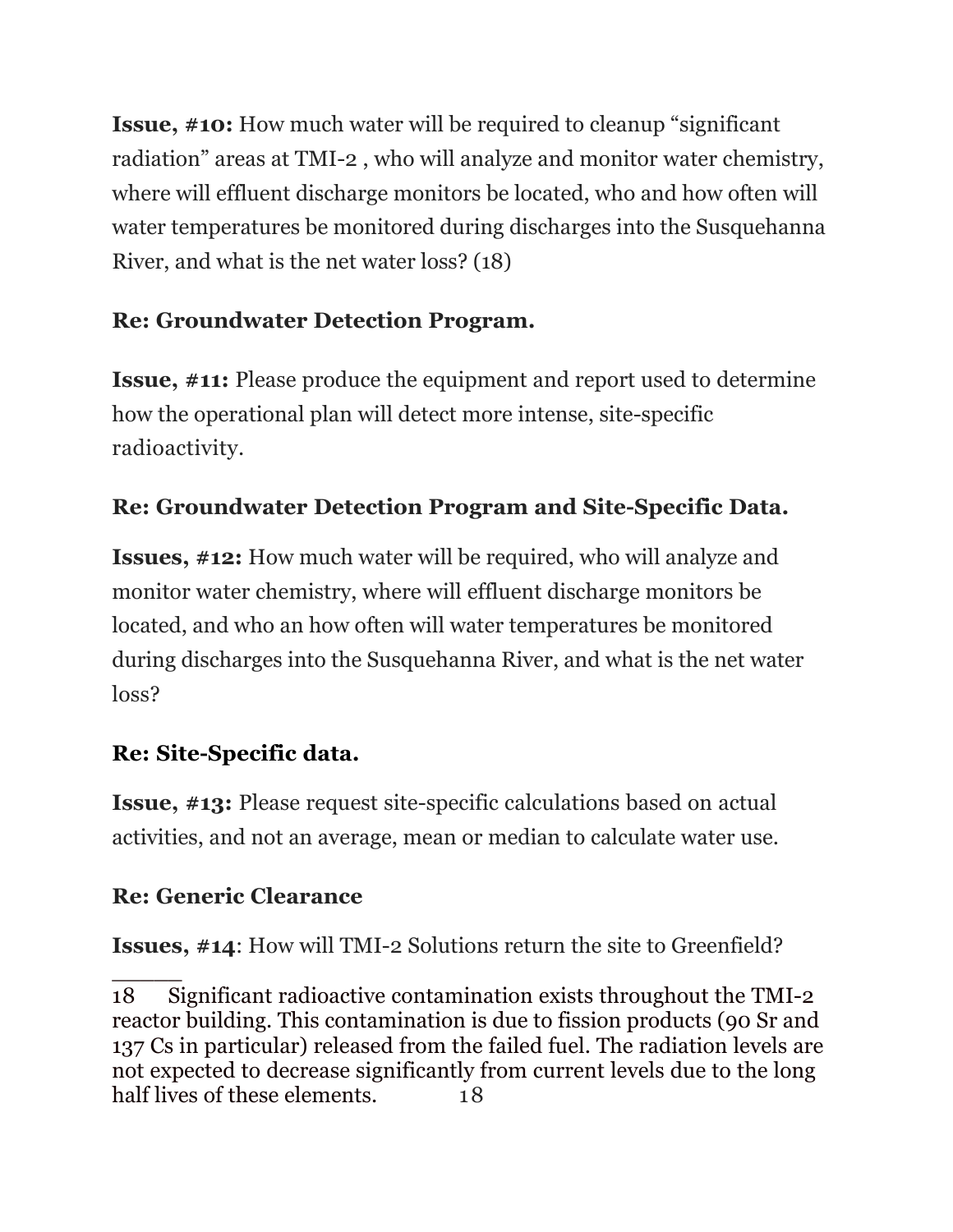**Issue, #10:** How much water will be required to cleanup "significant radiation" areas at TMI-2 , who will analyze and monitor water chemistry, where will effluent discharge monitors be located, who and how often will water temperatures be monitored during discharges into the Susquehanna River, and what is the net water loss? (18)

**Re: Groundwater Detection Program.**

**Issue, #11:** Please produce the equipment and report used to determine how the operational plan will detect more intense, site-specific radioactivity.

**Re: Groundwater Detection Program and Site-Specific Data.**

**Issues, #12:** How much water will be required, who will analyze and monitor water chemistry, where will effluent discharge monitors be located, and who an how often will water temperatures be monitored during discharges into the Susquehanna River, and what is the net water loss?

**Re: Site-Specific data.**

**Issue, #13:** Please request site-specific calculations based on actual activities, and not an average, mean or median to calculate water use.

**Re: Generic Clearance**

**Issues, #14**: How will TMI-2 Solutions return the site to Greenfield?

_____

18 Significant radioactive contamination exists throughout the TMI-2 reactor building. This contamination is due to fission products (90 Sr and 137 Cs in particular) released from the failed fuel. The radiation levels are not expected to decrease significantly from current levels due to the long half lives of these elements.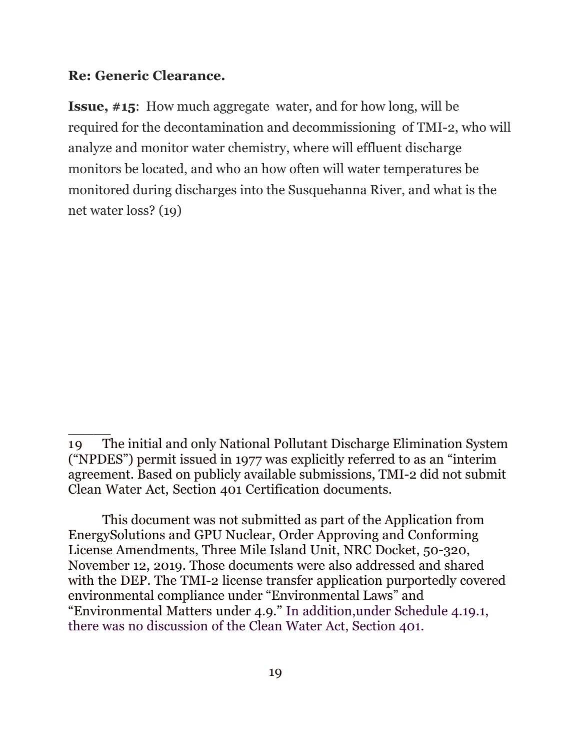**Re: Generic Clearance.**

**Issue, #15**: How much aggregate water, and for how long, will be required for the decontamination and decommissioning of TMI-2, who will analyze and monitor water chemistry, where will effluent discharge monitors be located, and who an how often will water temperatures be monitored during discharges into the Susquehanna River, and what is the net water loss? (19)

_____

19 The initial and only National Pollutant Discharge Elimination System (“NPDES”) permit issued in 1977 was explicitly referred to as an “interim agreement. Based on publicly available submissions, TMI-2 did not submit Clean Water Act, Section 401 Certification documents.

This document was not submitted as part of the Application from EnergySolutions and GPU Nuclear, Order Approving and Conforming License Amendments, Three Mile Island Unit, NRC Docket, 50-320, November 12, 2019. Those documents were also addressed and shared with the DEP. The TMI-2 license transfer application purportedly covered environmental compliance under “Environmental Laws” and “Environmental Matters under 4.9.” In addition,under Schedule 4.19.1, there was no discussion of the Clean Water Act, Section 401.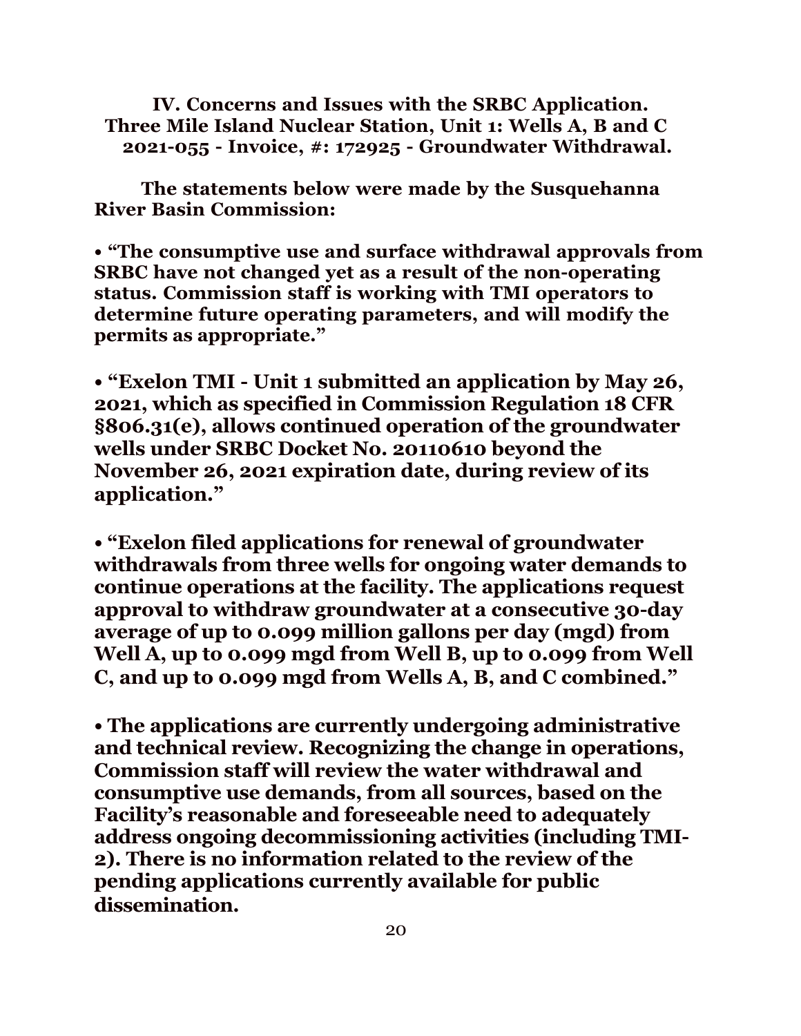## IV. Concerns and Issues with the SRBC Application. Three Mile Island Nuclear Station, Unit 1: Wells A, B and C 2021-055 - Invoice, #: 172925 - Groundwater Withdrawal.

**The statements below were made by the Susquehanna River Basin Commission:**

- **"The consumptive use and surface withdrawal approvals from SRBC have not changed yet as a result of the non-operating status. Commission staff is working with TMI operators to determine future operating parameters, and will modify the permits as appropriate."**

- **"Exelon TMI - Unit 1 submitted an application by May 26, 2021, which as specified in Commission Regulation 18 CFR §806.31(e), allows continued operation of the groundwater wells under SRBC Docket No. 20110610 beyond the November 26, 2021 expiration date, during review of its application."**

- **"Exelon filed applications for renewal of groundwater withdrawals from three wells for ongoing water demands to continue operations at the facility. The applications request approval to withdraw groundwater at a consecutive 30-day average of up to 0.099 million gallons per day (mgd) from Well A, up to 0.099 mgd from Well B, up to 0.099 from Well C, and up to 0.099 mgd from Wells A, B, and C combined."**

- **The applications are currently undergoing administrative and technical review. Recognizing the change in operations, Commission staff will review the water withdrawal and consumptive use demands, from all sources, based on the Facility's reasonable and foreseeable need to adequately address ongoing decommissioning activities (including TMI-2). There is no information related to the review of the pending applications currently available for public dissemination.**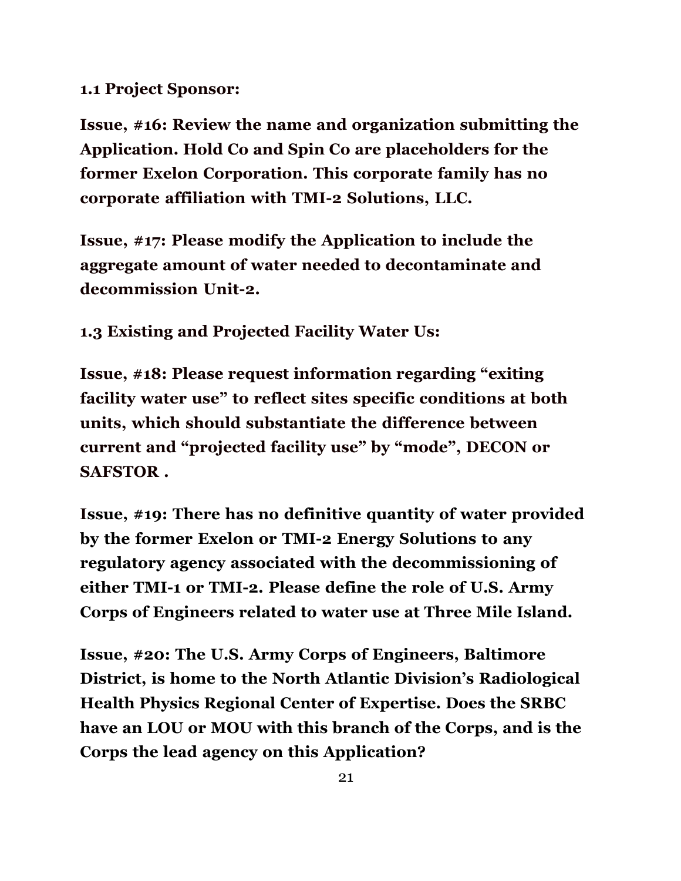**1.1 Project Sponsor:**

**Issue, #16: Review the name and organization submitting the Application. Hold Co and Spin Co are placeholders for the former Exelon Corporation. This corporate family has no corporate affiliation with TMI-2 Solutions, LLC.**

**Issue, #17: Please modify the Application to include the aggregate amount of water needed to decontaminate and decommission Unit-2.**

**1.3 Existing and Projected Facility Water Us:**

**Issue, #18: Please request information regarding "exiting facility water use" to reflect sites specific conditions at both units, which should substantiate the difference between current and "projected facility use" by "mode", DECON or SAFSTOR .**

**Issue, #19: There has no definitive quantity of water provided by the former Exelon or TMI-2 Energy Solutions to any regulatory agency associated with the decommissioning of either TMI-1 or TMI-2. Please define the role of U.S. Army Corps of Engineers related to water use at Three Mile Island.**

**Issue, #20: The U.S. Army Corps of Engineers, Baltimore District, is home to the North Atlantic Division's Radiological Health Physics Regional Center of Expertise. Does the SRBC have an LOU or MOU with this branch of the Corps, and is the Corps the lead agency on this Application?**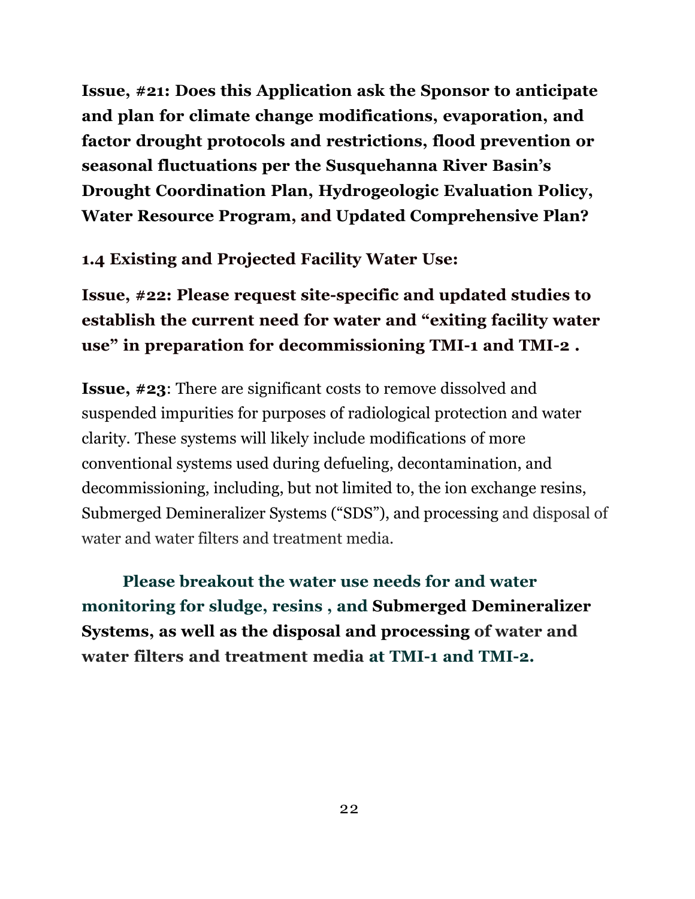**Issue, #21: Does this Application ask the Sponsor to anticipate and plan for climate change modifications, evaporation, and factor drought protocols and restrictions, flood prevention or seasonal fluctuations per the Susquehanna River Basin's Drought Coordination Plan, Hydrogeologic Evaluation Policy, Water Resource Program, and Updated Comprehensive Plan?**

**1.4 Existing and Projected Facility Water Use:**

**Issue, #22: Please request site-specific and updated studies to establish the current need for water and "exiting facility water use" in preparation for decommissioning TMI-1 and TMI-2 .**

**Issue, #23**: There are significant costs to remove dissolved and suspended impurities for purposes of radiological protection and water clarity. These systems will likely include modifications of more conventional systems used during defueling, decontamination, and decommissioning, including, but not limited to, the ion exchange resins, Submerged Demineralizer Systems ("SDS"), and processing and disposal of water and water filters and treatment media.

**Please breakout the water use needs for and water monitoring for sludge, resins , and Submerged Demineralizer Systems, as well as the disposal and processing of water and water filters and treatment media at TMI-1 and TMI-2.**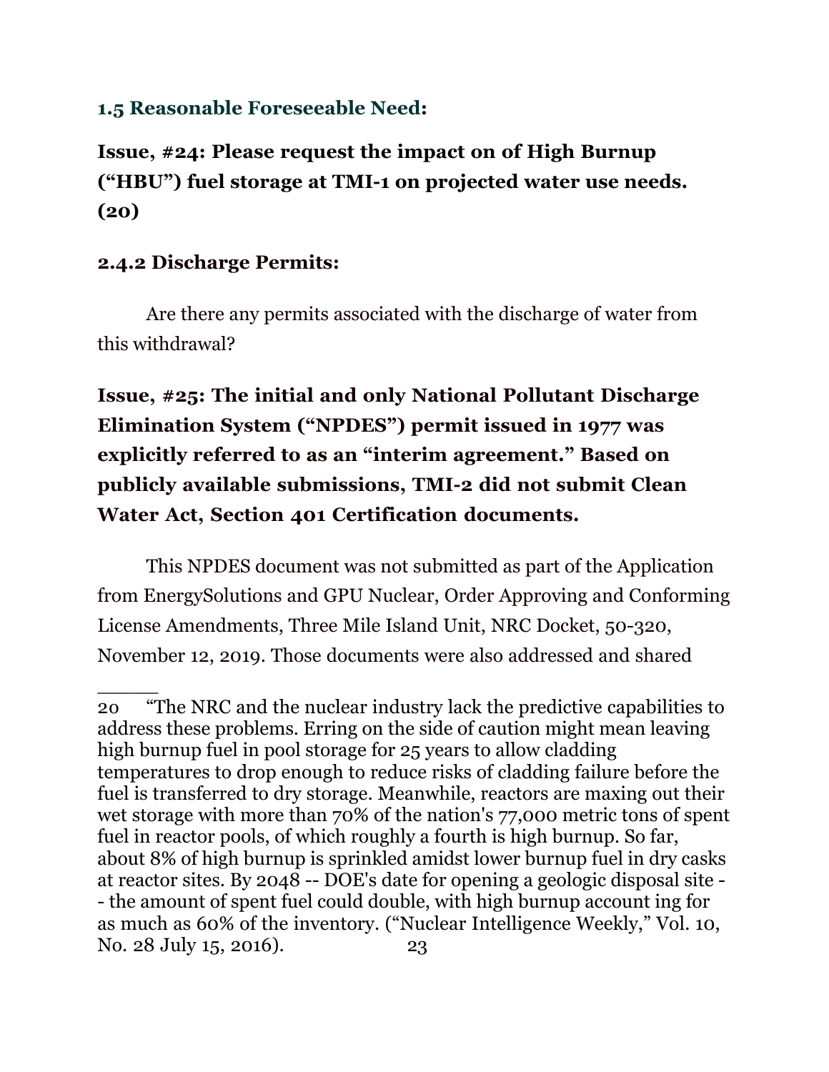### 1.5 Reasonable Foreseeable Need:

**Issue, #24: Please request the impact on of High Burnup ("HBU") fuel storage at TMI-1 on projected water use needs. (20)**

### 2.4.2 Discharge Permits:

Are there any permits associated with the discharge of water from this withdrawal?

**Issue, #25: The initial and only National Pollutant Discharge Elimination System ("NPDES") permit issued in 1977 was explicitly referred to as an "interim agreement." Based on publicly available submissions, TMI-2 did not submit Clean Water Act, Section 401 Certification documents.**

This NPDES document was not submitted as part of the Application from EnergySolutions and GPU Nuclear, Order Approving and Conforming License Amendments, Three Mile Island Unit, NRC Docket, 50-320, November 12, 2019. Those documents were also addressed and shared

_____

20 "The NRC and the nuclear industry lack the predictive capabilities to address these problems. Erring on the side of caution might mean leaving high burnup fuel in pool storage for 25 years to allow cladding temperatures to drop enough to reduce risks of cladding failure before the fuel is transferred to dry storage. Meanwhile, reactors are maxing out their wet storage with more than 70% of the nation's 77,000 metric tons of spent fuel in reactor pools, of which roughly a fourth is high burnup. So far, about 8% of high burnup is sprinkled amidst lower burnup fuel in dry casks at reactor sites. By 2048 -- DOE's date for opening a geologic disposal site -- the amount of spent fuel could double, with high burnup account ing for as much as 60% of the inventory. ("Nuclear Intelligence Weekly," Vol. 10, No. 28 July 15, 2016).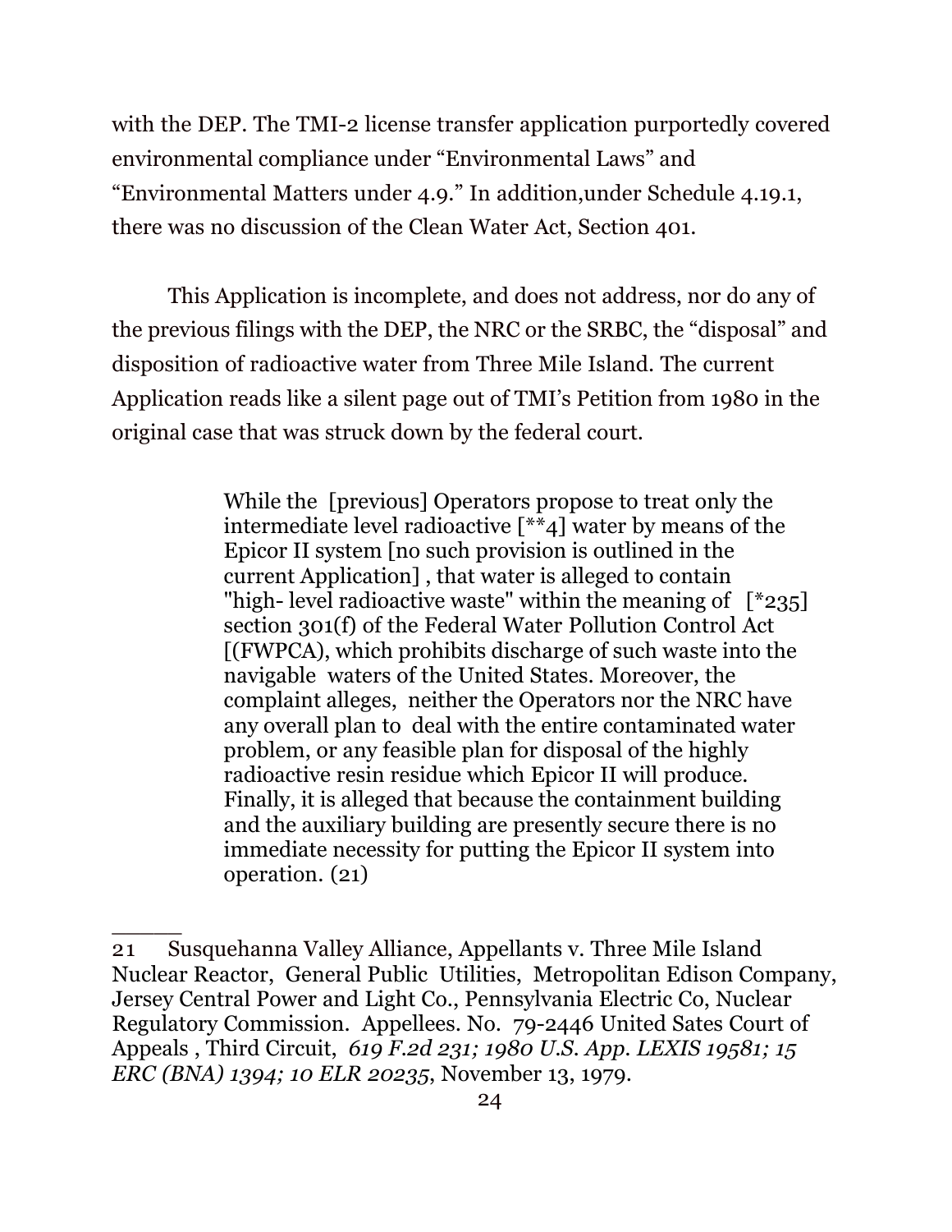with the DEP. The TMI-2 license transfer application purportedly covered environmental compliance under "Environmental Laws" and "Environmental Matters under 4.9." In addition,under Schedule 4.19.1, there was no discussion of the Clean Water Act, Section 401.

This Application is incomplete, and does not address, nor do any of the previous filings with the DEP, the NRC or the SRBC, the "disposal" and disposition of radioactive water from Three Mile Island. The current Application reads like a silent page out of TMI's Petition from 1980 in the original case that was struck down by the federal court.

> While the [previous] Operators propose to treat only the intermediate level radioactive [**4] water by means of the Epicor II system [no such provision is outlined in the current Application] , that water is alleged to contain "high- level radioactive waste" within the meaning of [*235] section 301(f) of the Federal Water Pollution Control Act [(FWPCA), which prohibits discharge of such waste into the navigable waters of the United States. Moreover, the complaint alleges, neither the Operators nor the NRC have any overall plan to deal with the entire contaminated water problem, or any feasible plan for disposal of the highly radioactive resin residue which Epicor II will produce. Finally, it is alleged that because the containment building and the auxiliary building are presently secure there is no immediate necessity for putting the Epicor II system into operation. (21)

______

21 Susquehanna Valley Alliance, Appellants v. Three Mile Island Nuclear Reactor, General Public Utilities, Metropolitan Edison Company, Jersey Central Power and Light Co., Pennsylvania Electric Co, Nuclear Regulatory Commission. Appellees. No. 79-2446 United Sates Court of Appeals , Third Circuit, *619 F.2d 231; 1980 U.S. App. LEXIS 19581; 15 ERC (BNA) 1394; 10 ELR 20235*, November 13, 1979.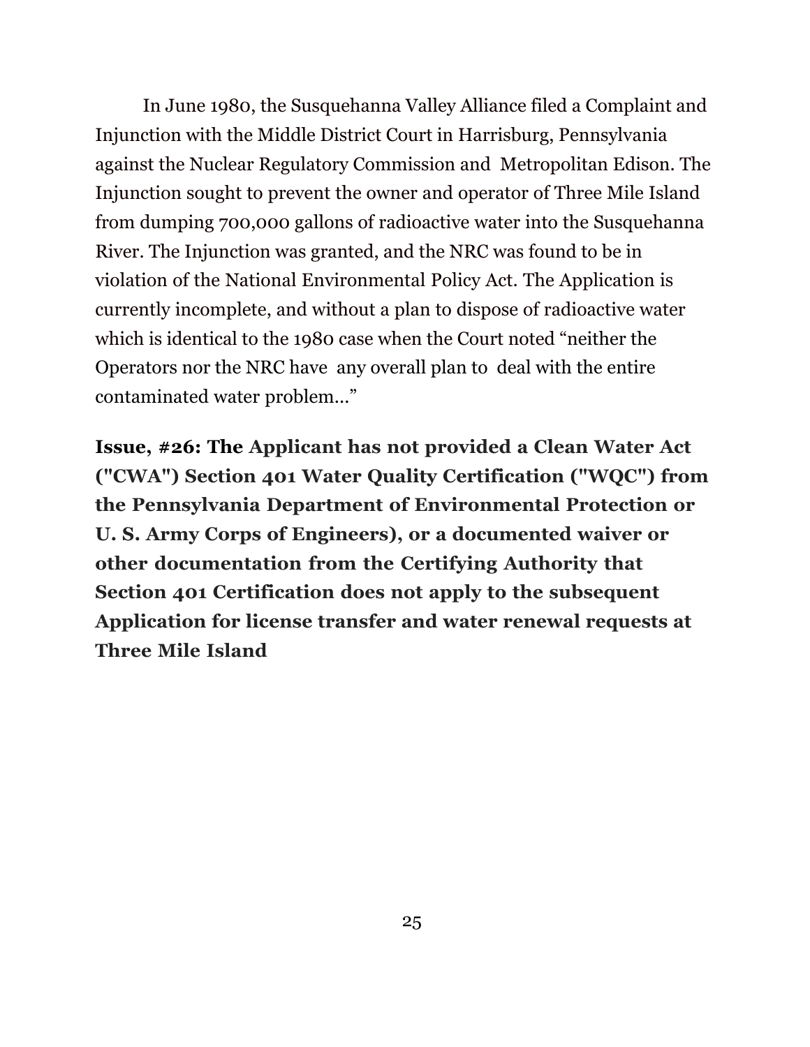In June 1980, the Susquehanna Valley Alliance filed a Complaint and Injunction with the Middle District Court in Harrisburg, Pennsylvania against the Nuclear Regulatory Commission and Metropolitan Edison. The Injunction sought to prevent the owner and operator of Three Mile Island from dumping 700,000 gallons of radioactive water into the Susquehanna River. The Injunction was granted, and the NRC was found to be in violation of the National Environmental Policy Act. The Application is currently incomplete, and without a plan to dispose of radioactive water which is identical to the 1980 case when the Court noted "neither the Operators nor the NRC have any overall plan to deal with the entire contaminated water problem..."

**Issue, #26: The Applicant has not provided a Clean Water Act ("CWA") Section 401 Water Quality Certification ("WQC") from the Pennsylvania Department of Environmental Protection or U. S. Army Corps of Engineers), or a documented waiver or other documentation from the Certifying Authority that Section 401 Certification does not apply to the subsequent Application for license transfer and water renewal requests at Three Mile Island**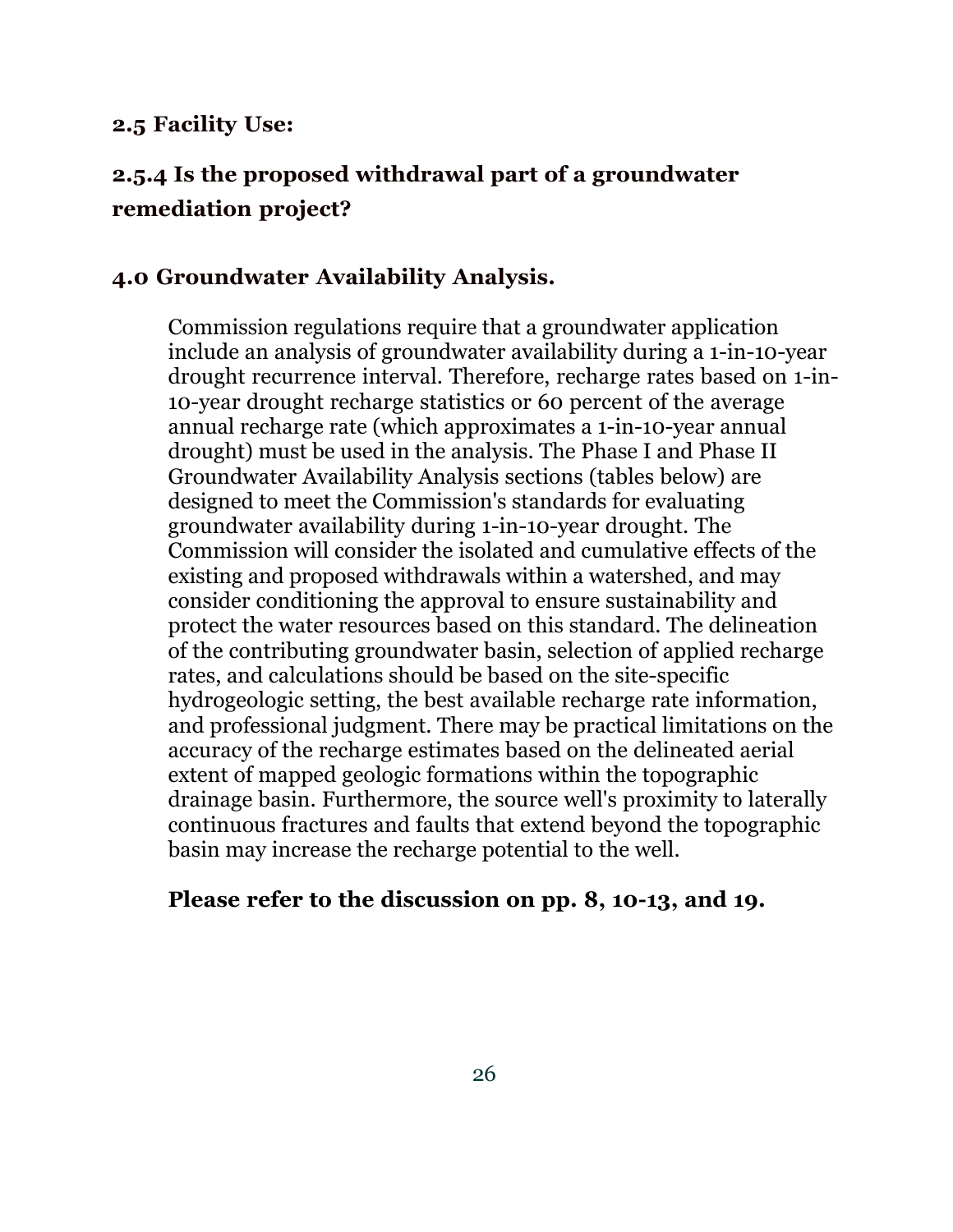### 2.5 Facility Use:

## 2.5.4 Is the proposed withdrawal part of a groundwater remediation project?

### 4.0 Groundwater Availability Analysis.

Commission regulations require that a groundwater application include an analysis of groundwater availability during a 1-in-10-year drought recurrence interval. Therefore, recharge rates based on 1-in-10-year drought recharge statistics or 60 percent of the average annual recharge rate (which approximates a 1-in-10-year annual drought) must be used in the analysis. The Phase I and Phase II Groundwater Availability Analysis sections (tables below) are designed to meet the Commission's standards for evaluating groundwater availability during 1-in-10-year drought. The Commission will consider the isolated and cumulative effects of the existing and proposed withdrawals within a watershed, and may consider conditioning the approval to ensure sustainability and protect the water resources based on this standard. The delineation of the contributing groundwater basin, selection of applied recharge rates, and calculations should be based on the site-specific hydrogeologic setting, the best available recharge rate information, and professional judgment. There may be practical limitations on the accuracy of the recharge estimates based on the delineated aerial extent of mapped geologic formations within the topographic drainage basin. Furthermore, the source well's proximity to laterally continuous fractures and faults that extend beyond the topographic basin may increase the recharge potential to the well.

**Please refer to the discussion on pp. 8, 10-13, and 19.**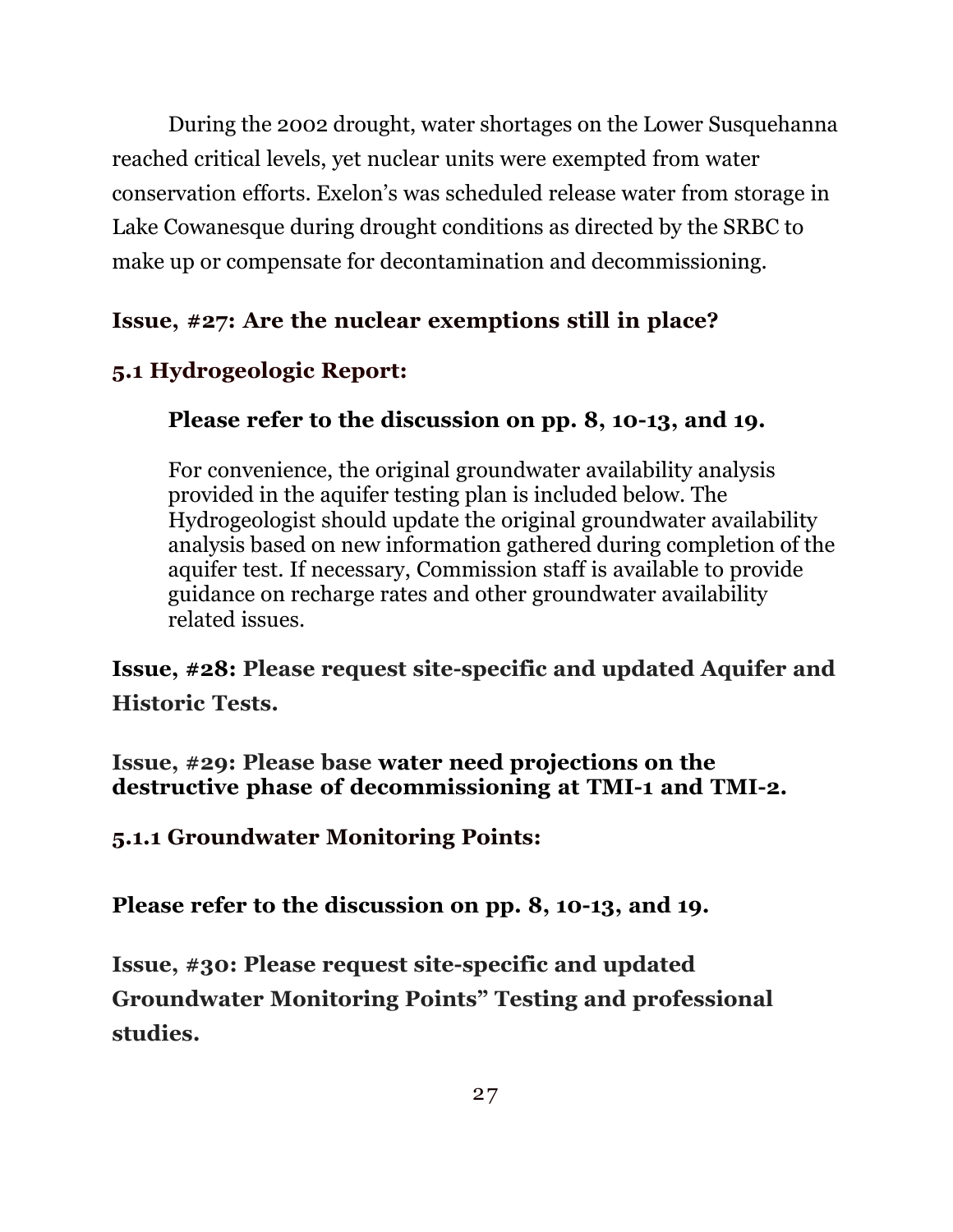During the 2002 drought, water shortages on the Lower Susquehanna reached critical levels, yet nuclear units were exempted from water conservation efforts. Exelon's was scheduled release water from storage in Lake Cowanesque during drought conditions as directed by the SRBC to make up or compensate for decontamination and decommissioning.

**Issue, #27: Are the nuclear exemptions still in place?**

### 5.1 Hydrogeologic Report:

> **Please refer to the discussion on pp. 8, 10-13, and 19.**
>
> For convenience, the original groundwater availability analysis provided in the aquifer testing plan is included below. The Hydrogeologist should update the original groundwater availability analysis based on new information gathered during completion of the aquifer test. If necessary, Commission staff is available to provide guidance on recharge rates and other groundwater availability related issues.

**Issue, #28: Please request site-specific and updated Aquifer and Historic Tests.**

**Issue, #29: Please base water need projections on the destructive phase of decommissioning at TMI-1 and TMI-2.**

#### 5.1.1 Groundwater Monitoring Points:

**Please refer to the discussion on pp. 8, 10-13, and 19.**

**Issue, #30: Please request site-specific and updated Groundwater Monitoring Points" Testing and professional studies.**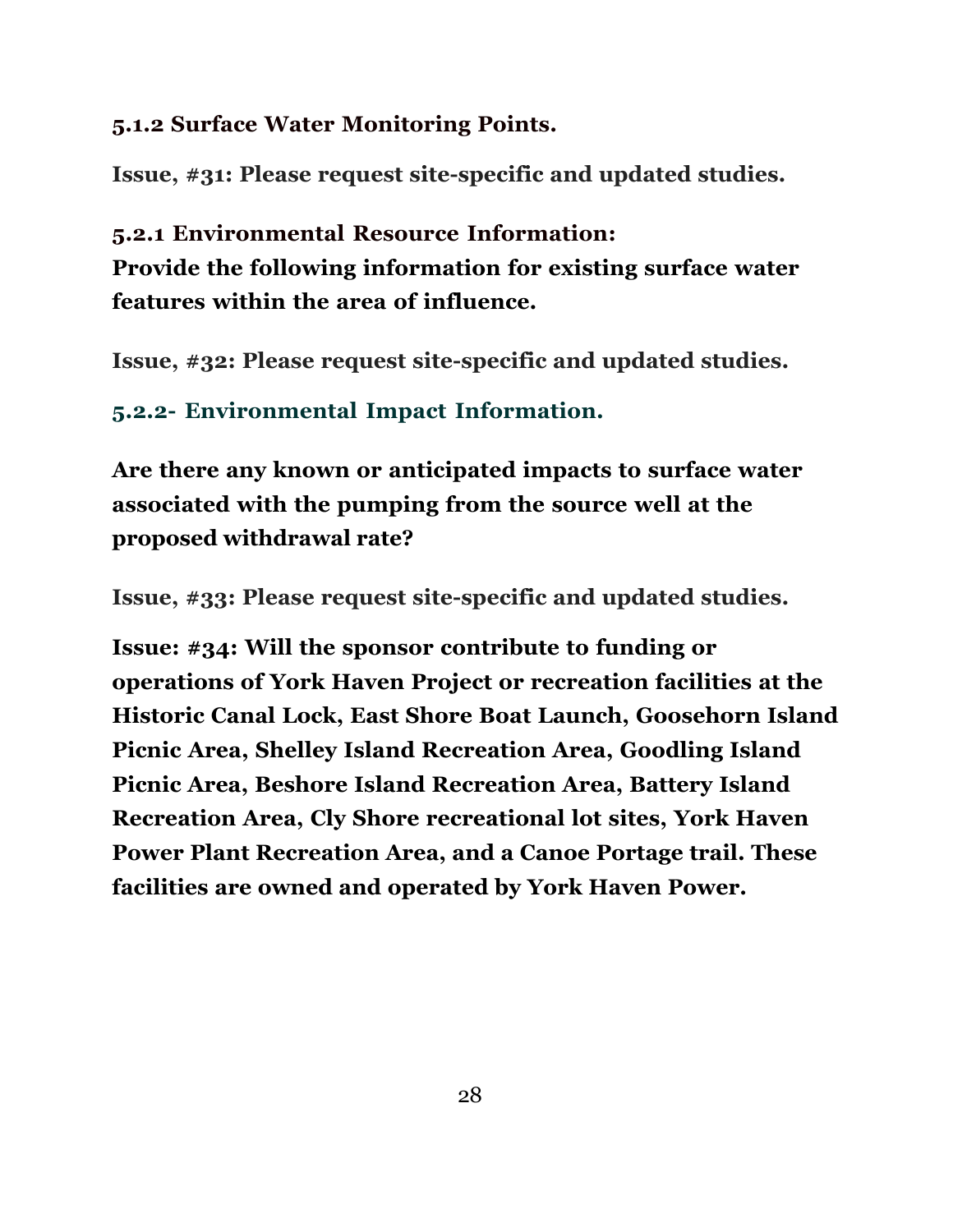**5.1.2 Surface Water Monitoring Points.**

**Issue, #31: Please request site-specific and updated studies.**

**5.2.1 Environmental Resource Information:**
**Provide the following information for existing surface water features within the area of influence.**

**Issue, #32: Please request site-specific and updated studies.**

**5.2.2- Environmental Impact Information.**

**Are there any known or anticipated impacts to surface water associated with the pumping from the source well at the proposed withdrawal rate?**

**Issue, #33: Please request site-specific and updated studies.**

**Issue: #34: Will the sponsor contribute to funding or operations of York Haven Project or recreation facilities at the Historic Canal Lock, East Shore Boat Launch, Goosehorn Island Picnic Area, Shelley Island Recreation Area, Goodling Island Picnic Area, Beshore Island Recreation Area, Battery Island Recreation Area, Cly Shore recreational lot sites, York Haven Power Plant Recreation Area, and a Canoe Portage trail. These facilities are owned and operated by York Haven Power.**